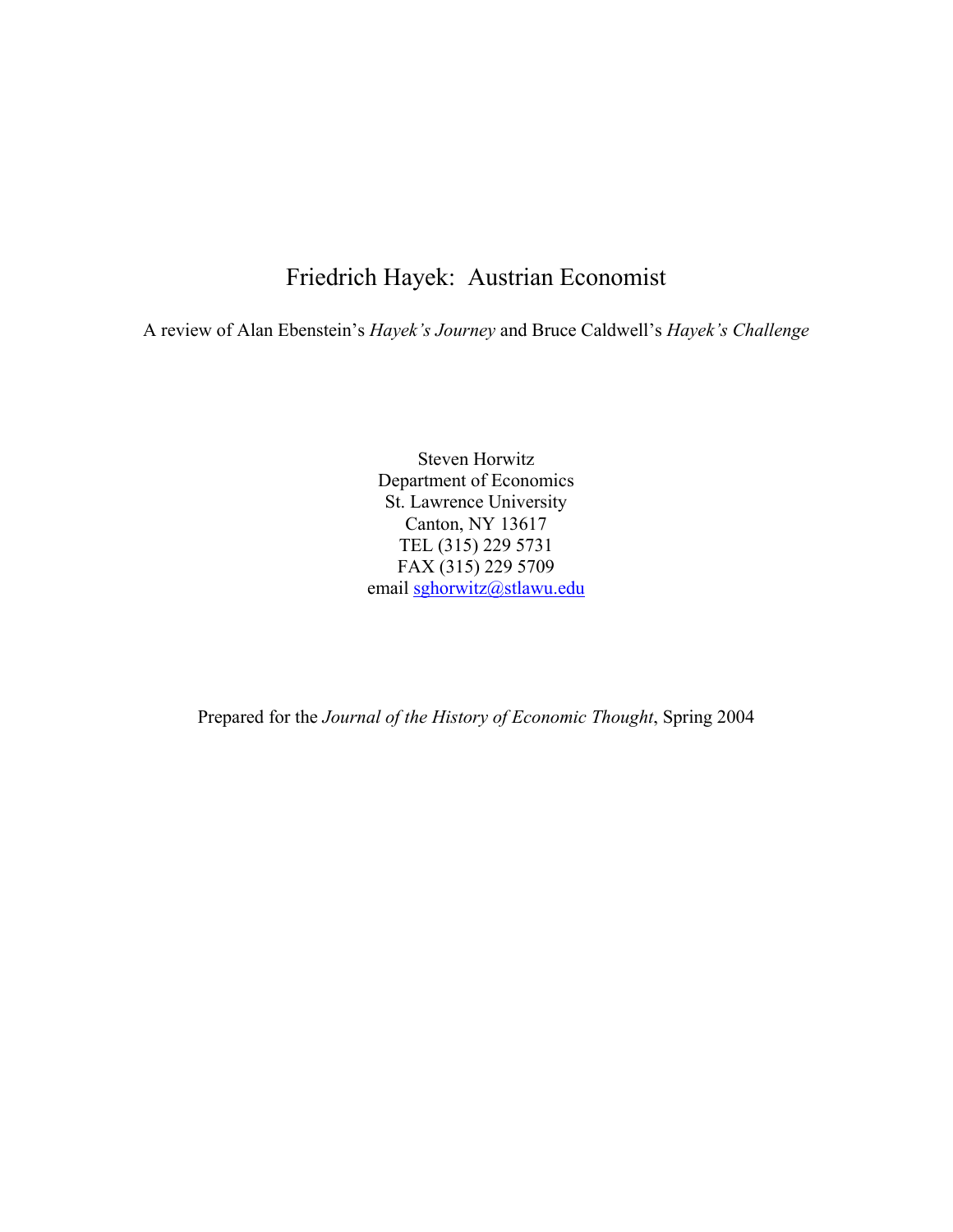# Friedrich Hayek: Austrian Economist

A review of Alan Ebenstein's *Hayek's Journey* and Bruce Caldwell's *Hayek's Challenge*

Steven Horwitz  
Department of Economics  
St. Lawrence University  
Canton, NY 13617  
TEL (315) 229 5731  
FAX (315) 229 5709  
email sghorwitz@stlawu.edu

Prepared for the *Journal of the History of Economic Thought*, Spring 2004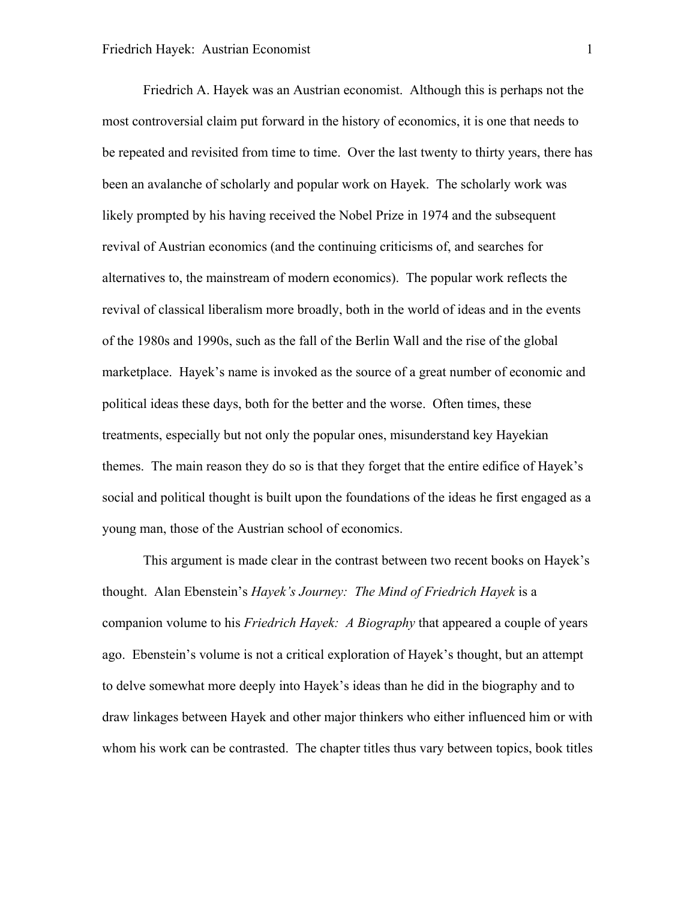Friedrich A. Hayek was an Austrian economist. Although this is perhaps not the most controversial claim put forward in the history of economics, it is one that needs to be repeated and revisited from time to time. Over the last twenty to thirty years, there has been an avalanche of scholarly and popular work on Hayek. The scholarly work was likely prompted by his having received the Nobel Prize in 1974 and the subsequent revival of Austrian economics (and the continuing criticisms of, and searches for alternatives to, the mainstream of modern economics). The popular work reflects the revival of classical liberalism more broadly, both in the world of ideas and in the events of the 1980s and 1990s, such as the fall of the Berlin Wall and the rise of the global marketplace. Hayek's name is invoked as the source of a great number of economic and political ideas these days, both for the better and the worse. Often times, these treatments, especially but not only the popular ones, misunderstand key Hayekian themes. The main reason they do so is that they forget that the entire edifice of Hayek's social and political thought is built upon the foundations of the ideas he first engaged as a young man, those of the Austrian school of economics.

This argument is made clear in the contrast between two recent books on Hayek's thought. Alan Ebenstein's *Hayek's Journey: The Mind of Friedrich Hayek* is a companion volume to his *Friedrich Hayek: A Biography* that appeared a couple of years ago. Ebenstein's volume is not a critical exploration of Hayek's thought, but an attempt to delve somewhat more deeply into Hayek's ideas than he did in the biography and to draw linkages between Hayek and other major thinkers who either influenced him or with whom his work can be contrasted. The chapter titles thus vary between topics, book titles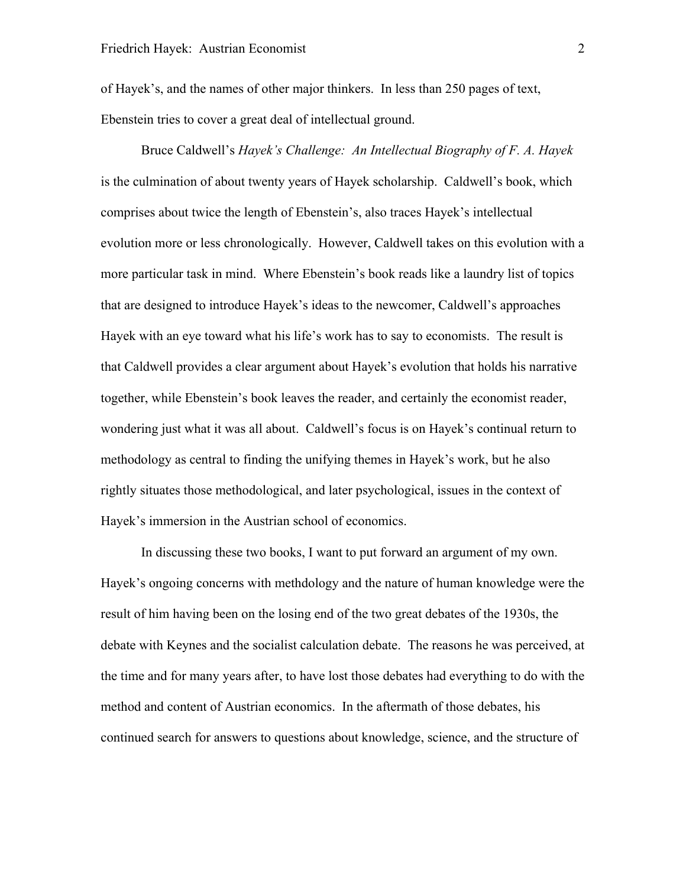of Hayek's, and the names of other major thinkers. In less than 250 pages of text, Ebenstein tries to cover a great deal of intellectual ground.

Bruce Caldwell's *Hayek's Challenge: An Intellectual Biography of F. A. Hayek* is the culmination of about twenty years of Hayek scholarship. Caldwell's book, which comprises about twice the length of Ebenstein's, also traces Hayek's intellectual evolution more or less chronologically. However, Caldwell takes on this evolution with a more particular task in mind. Where Ebenstein's book reads like a laundry list of topics that are designed to introduce Hayek's ideas to the newcomer, Caldwell's approaches Hayek with an eye toward what his life's work has to say to economists. The result is that Caldwell provides a clear argument about Hayek's evolution that holds his narrative together, while Ebenstein's book leaves the reader, and certainly the economist reader, wondering just what it was all about. Caldwell's focus is on Hayek's continual return to methodology as central to finding the unifying themes in Hayek's work, but he also rightly situates those methodological, and later psychological, issues in the context of Hayek's immersion in the Austrian school of economics.

In discussing these two books, I want to put forward an argument of my own. Hayek's ongoing concerns with methdology and the nature of human knowledge were the result of him having been on the losing end of the two great debates of the 1930s, the debate with Keynes and the socialist calculation debate. The reasons he was perceived, at the time and for many years after, to have lost those debates had everything to do with the method and content of Austrian economics. In the aftermath of those debates, his continued search for answers to questions about knowledge, science, and the structure of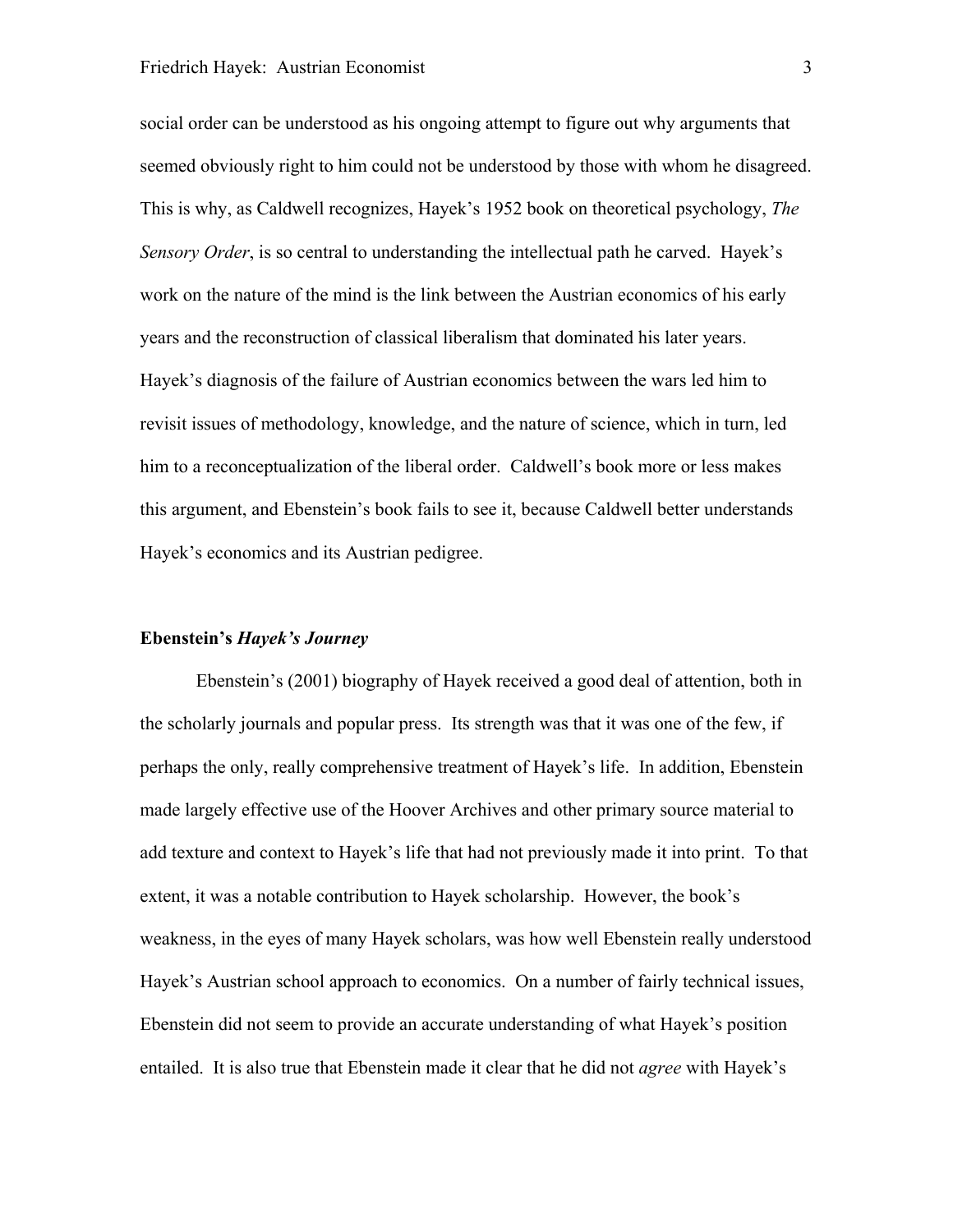social order can be understood as his ongoing attempt to figure out why arguments that seemed obviously right to him could not be understood by those with whom he disagreed. This is why, as Caldwell recognizes, Hayek's 1952 book on theoretical psychology, *The Sensory Order*, is so central to understanding the intellectual path he carved. Hayek's work on the nature of the mind is the link between the Austrian economics of his early years and the reconstruction of classical liberalism that dominated his later years. Hayek's diagnosis of the failure of Austrian economics between the wars led him to revisit issues of methodology, knowledge, and the nature of science, which in turn, led him to a reconceptualization of the liberal order. Caldwell's book more or less makes this argument, and Ebenstein's book fails to see it, because Caldwell better understands Hayek's economics and its Austrian pedigree.

## Ebenstein's *Hayek's Journey*

Ebenstein's (2001) biography of Hayek received a good deal of attention, both in the scholarly journals and popular press. Its strength was that it was one of the few, if perhaps the only, really comprehensive treatment of Hayek's life. In addition, Ebenstein made largely effective use of the Hoover Archives and other primary source material to add texture and context to Hayek's life that had not previously made it into print. To that extent, it was a notable contribution to Hayek scholarship. However, the book's weakness, in the eyes of many Hayek scholars, was how well Ebenstein really understood Hayek's Austrian school approach to economics. On a number of fairly technical issues, Ebenstein did not seem to provide an accurate understanding of what Hayek's position entailed. It is also true that Ebenstein made it clear that he did not *agree* with Hayek's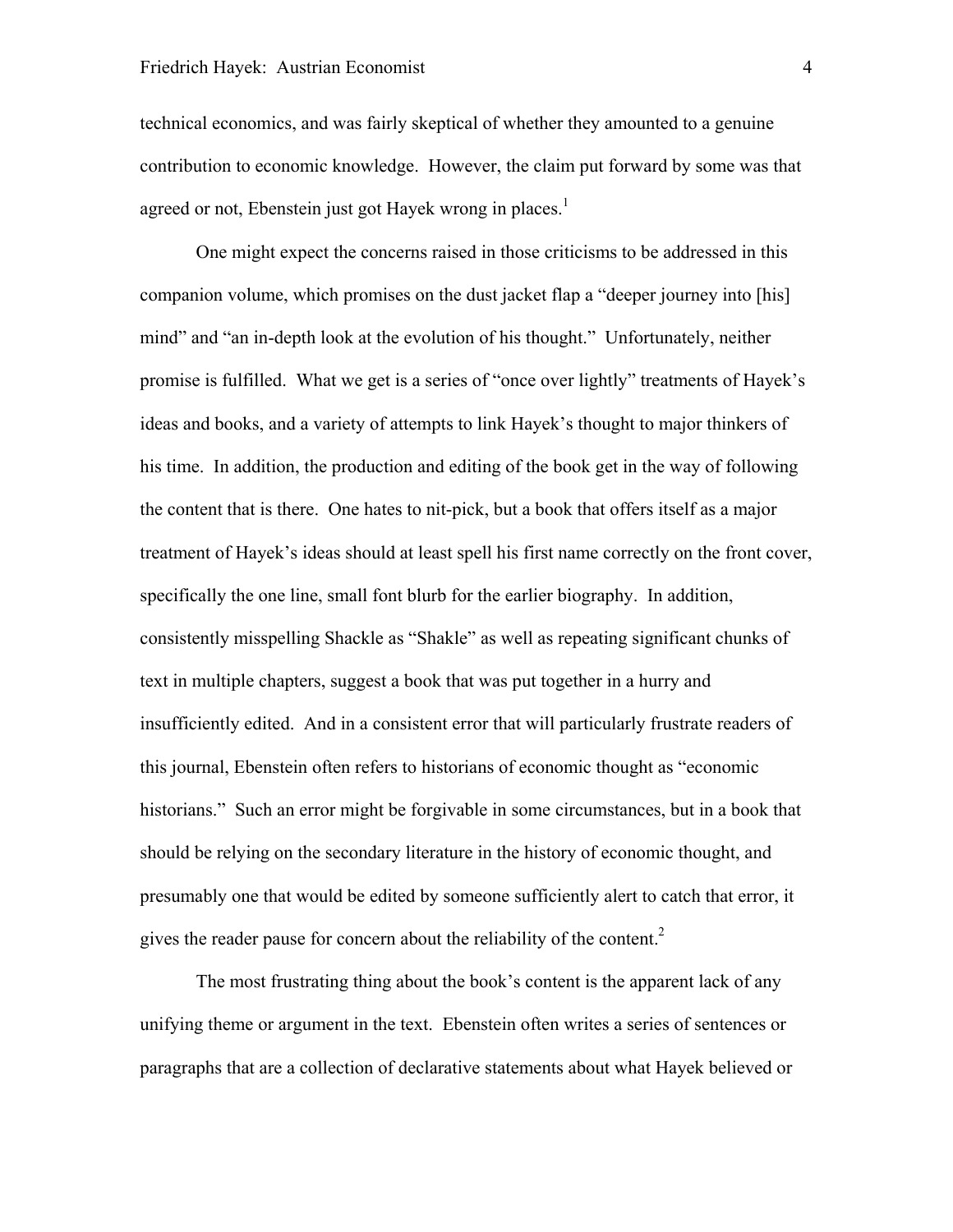technical economics, and was fairly skeptical of whether they amounted to a genuine contribution to economic knowledge. However, the claim put forward by some was that agreed or not, Ebenstein just got Hayek wrong in places.[1]

One might expect the concerns raised in those criticisms to be addressed in this companion volume, which promises on the dust jacket flap a "deeper journey into [his] mind" and "an in-depth look at the evolution of his thought." Unfortunately, neither promise is fulfilled. What we get is a series of "once over lightly" treatments of Hayek's ideas and books, and a variety of attempts to link Hayek's thought to major thinkers of his time. In addition, the production and editing of the book get in the way of following the content that is there. One hates to nit-pick, but a book that offers itself as a major treatment of Hayek's ideas should at least spell his first name correctly on the front cover, specifically the one line, small font blurb for the earlier biography. In addition, consistently misspelling Shackle as "Shakle" as well as repeating significant chunks of text in multiple chapters, suggest a book that was put together in a hurry and insufficiently edited. And in a consistent error that will particularly frustrate readers of this journal, Ebenstein often refers to historians of economic thought as "economic historians." Such an error might be forgivable in some circumstances, but in a book that should be relying on the secondary literature in the history of economic thought, and presumably one that would be edited by someone sufficiently alert to catch that error, it gives the reader pause for concern about the reliability of the content.[2]

The most frustrating thing about the book's content is the apparent lack of any unifying theme or argument in the text. Ebenstein often writes a series of sentences or paragraphs that are a collection of declarative statements about what Hayek believed or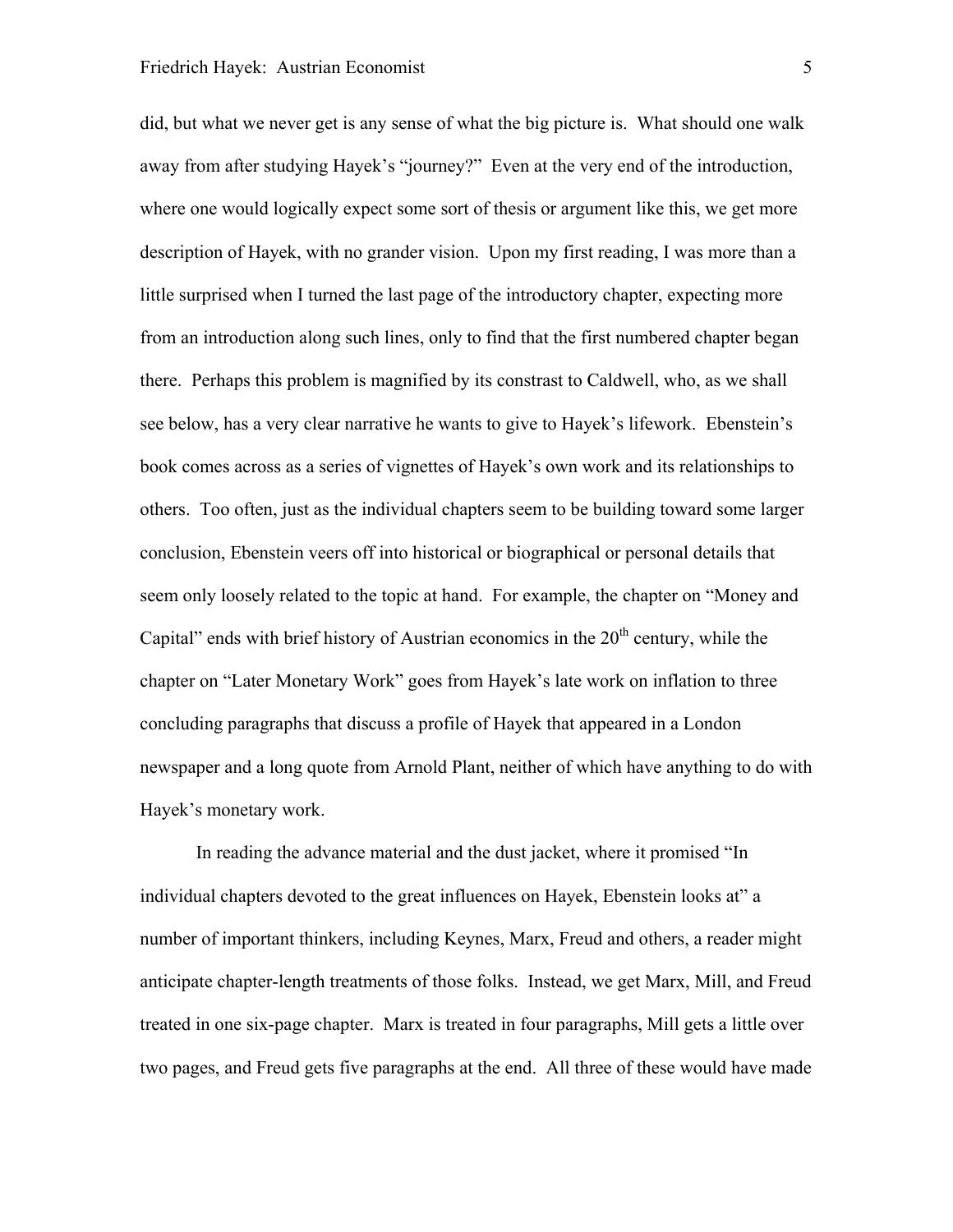did, but what we never get is any sense of what the big picture is. What should one walk away from after studying Hayek's "journey?" Even at the very end of the introduction, where one would logically expect some sort of thesis or argument like this, we get more description of Hayek, with no grander vision. Upon my first reading, I was more than a little surprised when I turned the last page of the introductory chapter, expecting more from an introduction along such lines, only to find that the first numbered chapter began there. Perhaps this problem is magnified by its constrast to Caldwell, who, as we shall see below, has a very clear narrative he wants to give to Hayek's lifework. Ebenstein's book comes across as a series of vignettes of Hayek's own work and its relationships to others. Too often, just as the individual chapters seem to be building toward some larger conclusion, Ebenstein veers off into historical or biographical or personal details that seem only loosely related to the topic at hand. For example, the chapter on "Money and Capital" ends with brief history of Austrian economics in the 20th century, while the chapter on "Later Monetary Work" goes from Hayek's late work on inflation to three concluding paragraphs that discuss a profile of Hayek that appeared in a London newspaper and a long quote from Arnold Plant, neither of which have anything to do with Hayek's monetary work.

In reading the advance material and the dust jacket, where it promised "In individual chapters devoted to the great influences on Hayek, Ebenstein looks at" a number of important thinkers, including Keynes, Marx, Freud and others, a reader might anticipate chapter-length treatments of those folks. Instead, we get Marx, Mill, and Freud treated in one six-page chapter. Marx is treated in four paragraphs, Mill gets a little over two pages, and Freud gets five paragraphs at the end. All three of these would have made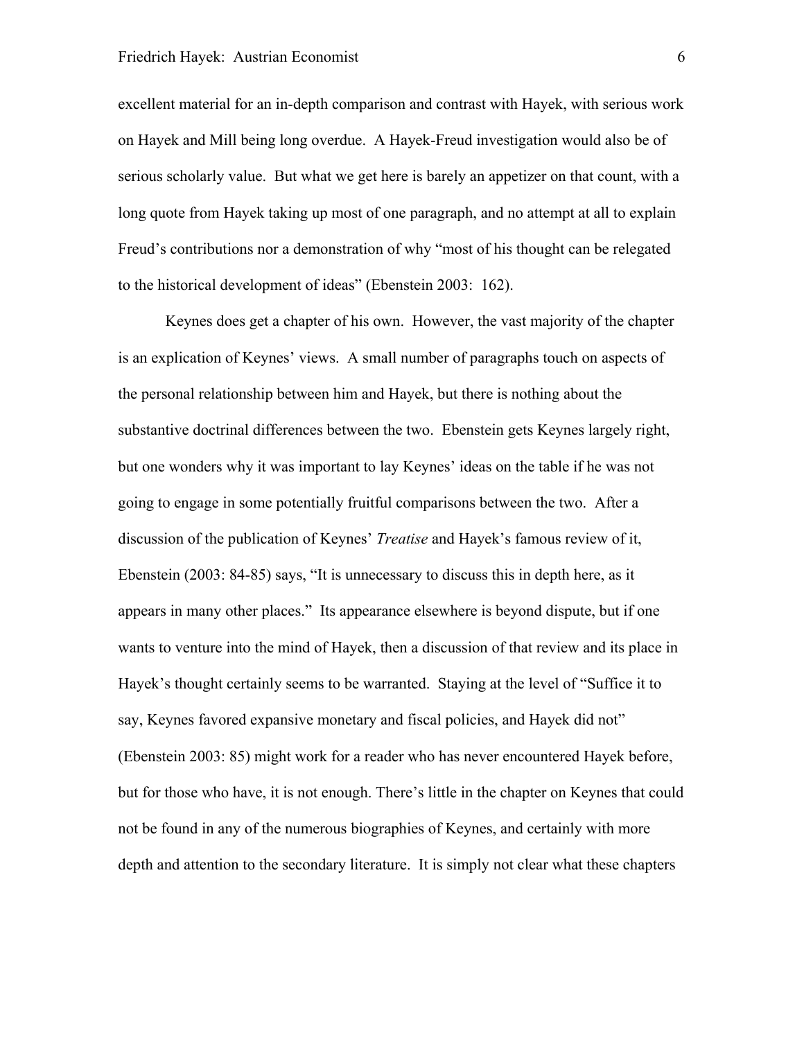excellent material for an in-depth comparison and contrast with Hayek, with serious work on Hayek and Mill being long overdue. A Hayek-Freud investigation would also be of serious scholarly value. But what we get here is barely an appetizer on that count, with a long quote from Hayek taking up most of one paragraph, and no attempt at all to explain Freud's contributions nor a demonstration of why "most of his thought can be relegated to the historical development of ideas" (Ebenstein 2003: 162).

Keynes does get a chapter of his own. However, the vast majority of the chapter is an explication of Keynes' views. A small number of paragraphs touch on aspects of the personal relationship between him and Hayek, but there is nothing about the substantive doctrinal differences between the two. Ebenstein gets Keynes largely right, but one wonders why it was important to lay Keynes' ideas on the table if he was not going to engage in some potentially fruitful comparisons between the two. After a discussion of the publication of Keynes' *Treatise* and Hayek's famous review of it, Ebenstein (2003: 84-85) says, "It is unnecessary to discuss this in depth here, as it appears in many other places." Its appearance elsewhere is beyond dispute, but if one wants to venture into the mind of Hayek, then a discussion of that review and its place in Hayek's thought certainly seems to be warranted. Staying at the level of "Suffice it to say, Keynes favored expansive monetary and fiscal policies, and Hayek did not" (Ebenstein 2003: 85) might work for a reader who has never encountered Hayek before, but for those who have, it is not enough. There's little in the chapter on Keynes that could not be found in any of the numerous biographies of Keynes, and certainly with more depth and attention to the secondary literature. It is simply not clear what these chapters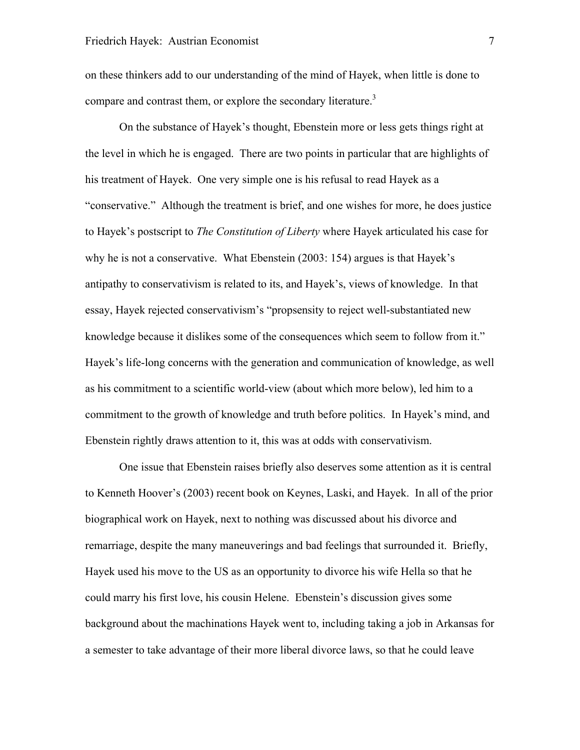on these thinkers add to our understanding of the mind of Hayek, when little is done to compare and contrast them, or explore the secondary literature.[3]

On the substance of Hayek's thought, Ebenstein more or less gets things right at the level in which he is engaged. There are two points in particular that are highlights of his treatment of Hayek. One very simple one is his refusal to read Hayek as a "conservative." Although the treatment is brief, and one wishes for more, he does justice to Hayek's postscript to *The Constitution of Liberty* where Hayek articulated his case for why he is not a conservative. What Ebenstein (2003: 154) argues is that Hayek's antipathy to conservativism is related to its, and Hayek's, views of knowledge. In that essay, Hayek rejected conservativism's "propsensity to reject well-substantiated new knowledge because it dislikes some of the consequences which seem to follow from it." Hayek's life-long concerns with the generation and communication of knowledge, as well as his commitment to a scientific world-view (about which more below), led him to a commitment to the growth of knowledge and truth before politics. In Hayek's mind, and Ebenstein rightly draws attention to it, this was at odds with conservativism.

One issue that Ebenstein raises briefly also deserves some attention as it is central to Kenneth Hoover's (2003) recent book on Keynes, Laski, and Hayek. In all of the prior biographical work on Hayek, next to nothing was discussed about his divorce and remarriage, despite the many maneuverings and bad feelings that surrounded it. Briefly, Hayek used his move to the US as an opportunity to divorce his wife Hella so that he could marry his first love, his cousin Helene. Ebenstein's discussion gives some background about the machinations Hayek went to, including taking a job in Arkansas for a semester to take advantage of their more liberal divorce laws, so that he could leave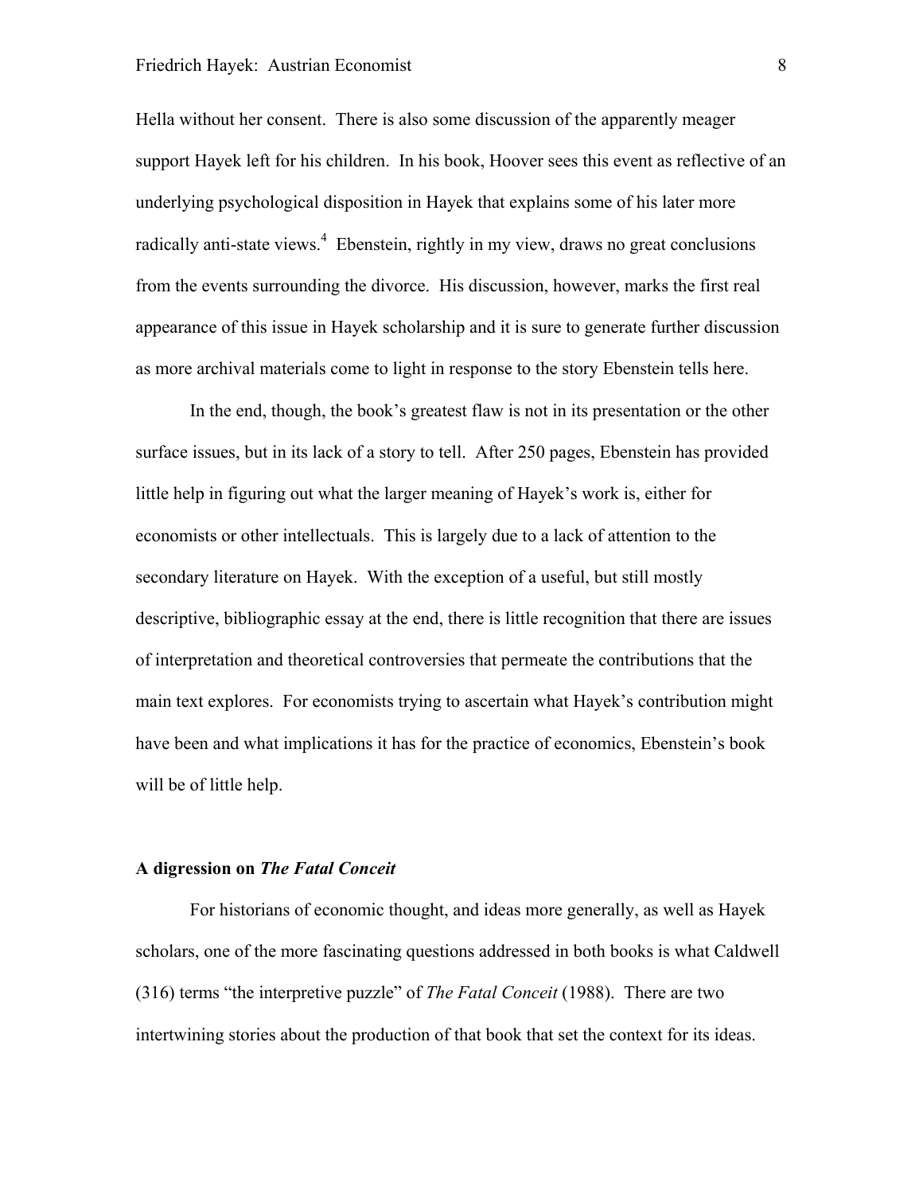Hella without her consent. There is also some discussion of the apparently meager support Hayek left for his children. In his book, Hoover sees this event as reflective of an underlying psychological disposition in Hayek that explains some of his later more radically anti-state views.[4] Ebenstein, rightly in my view, draws no great conclusions from the events surrounding the divorce. His discussion, however, marks the first real appearance of this issue in Hayek scholarship and it is sure to generate further discussion as more archival materials come to light in response to the story Ebenstein tells here.

In the end, though, the book's greatest flaw is not in its presentation or the other surface issues, but in its lack of a story to tell. After 250 pages, Ebenstein has provided little help in figuring out what the larger meaning of Hayek's work is, either for economists or other intellectuals. This is largely due to a lack of attention to the secondary literature on Hayek. With the exception of a useful, but still mostly descriptive, bibliographic essay at the end, there is little recognition that there are issues of interpretation and theoretical controversies that permeate the contributions that the main text explores. For economists trying to ascertain what Hayek's contribution might have been and what implications it has for the practice of economics, Ebenstein's book will be of little help.

**A digression on *The Fatal Conceit***

For historians of economic thought, and ideas more generally, as well as Hayek scholars, one of the more fascinating questions addressed in both books is what Caldwell (316) terms "the interpretive puzzle" of *The Fatal Conceit* (1988). There are two intertwining stories about the production of that book that set the context for its ideas.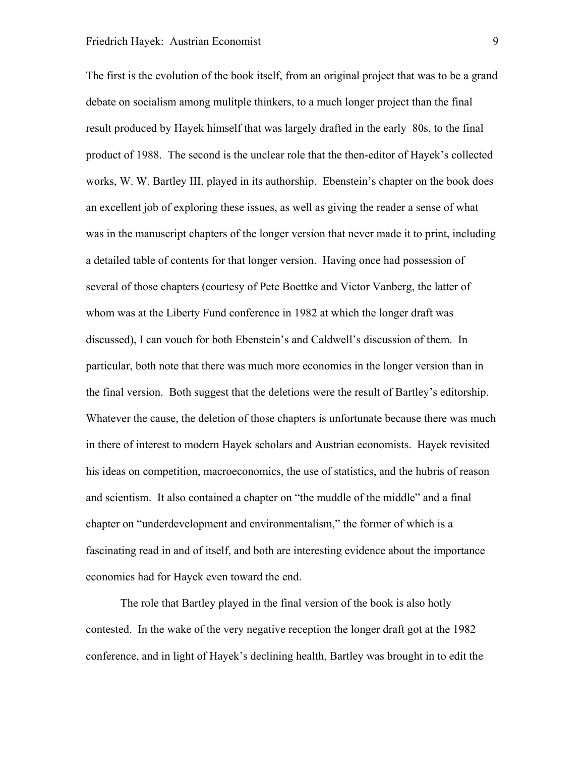The first is the evolution of the book itself, from an original project that was to be a grand debate on socialism among mulitple thinkers, to a much longer project than the final result produced by Hayek himself that was largely drafted in the early 80s, to the final product of 1988. The second is the unclear role that the then-editor of Hayek's collected works, W. W. Bartley III, played in its authorship. Ebenstein's chapter on the book does an excellent job of exploring these issues, as well as giving the reader a sense of what was in the manuscript chapters of the longer version that never made it to print, including a detailed table of contents for that longer version. Having once had possession of several of those chapters (courtesy of Pete Boettke and Victor Vanberg, the latter of whom was at the Liberty Fund conference in 1982 at which the longer draft was discussed), I can vouch for both Ebenstein's and Caldwell's discussion of them. In particular, both note that there was much more economics in the longer version than in the final version. Both suggest that the deletions were the result of Bartley's editorship. Whatever the cause, the deletion of those chapters is unfortunate because there was much in there of interest to modern Hayek scholars and Austrian economists. Hayek revisited his ideas on competition, macroeconomics, the use of statistics, and the hubris of reason and scientism. It also contained a chapter on "the muddle of the middle" and a final chapter on "underdevelopment and environmentalism," the former of which is a fascinating read in and of itself, and both are interesting evidence about the importance economics had for Hayek even toward the end.

The role that Bartley played in the final version of the book is also hotly contested. In the wake of the very negative reception the longer draft got at the 1982 conference, and in light of Hayek's declining health, Bartley was brought in to edit the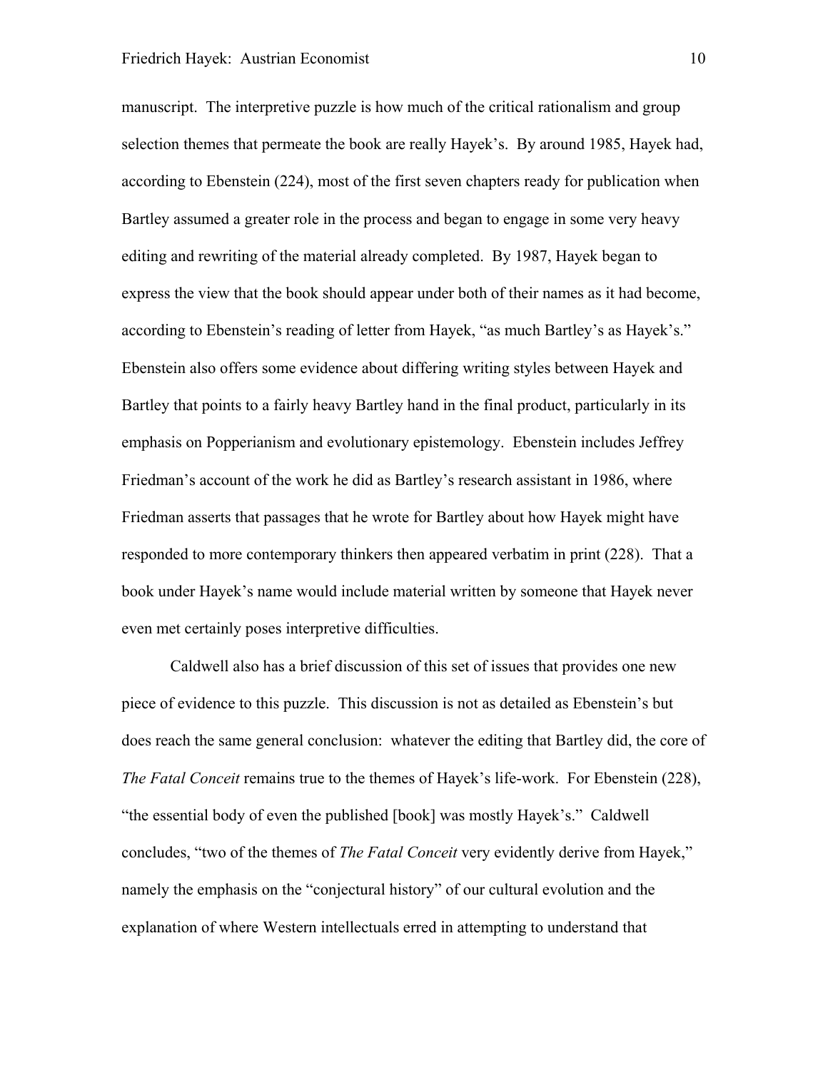manuscript. The interpretive puzzle is how much of the critical rationalism and group selection themes that permeate the book are really Hayek's. By around 1985, Hayek had, according to Ebenstein (224), most of the first seven chapters ready for publication when Bartley assumed a greater role in the process and began to engage in some very heavy editing and rewriting of the material already completed. By 1987, Hayek began to express the view that the book should appear under both of their names as it had become, according to Ebenstein's reading of letter from Hayek, "as much Bartley's as Hayek's." Ebenstein also offers some evidence about differing writing styles between Hayek and Bartley that points to a fairly heavy Bartley hand in the final product, particularly in its emphasis on Popperianism and evolutionary epistemology. Ebenstein includes Jeffrey Friedman's account of the work he did as Bartley's research assistant in 1986, where Friedman asserts that passages that he wrote for Bartley about how Hayek might have responded to more contemporary thinkers then appeared verbatim in print (228). That a book under Hayek's name would include material written by someone that Hayek never even met certainly poses interpretive difficulties.

Caldwell also has a brief discussion of this set of issues that provides one new piece of evidence to this puzzle. This discussion is not as detailed as Ebenstein's but does reach the same general conclusion: whatever the editing that Bartley did, the core of *The Fatal Conceit* remains true to the themes of Hayek's life-work. For Ebenstein (228), "the essential body of even the published [book] was mostly Hayek's." Caldwell concludes, "two of the themes of *The Fatal Conceit* very evidently derive from Hayek," namely the emphasis on the "conjectural history" of our cultural evolution and the explanation of where Western intellectuals erred in attempting to understand that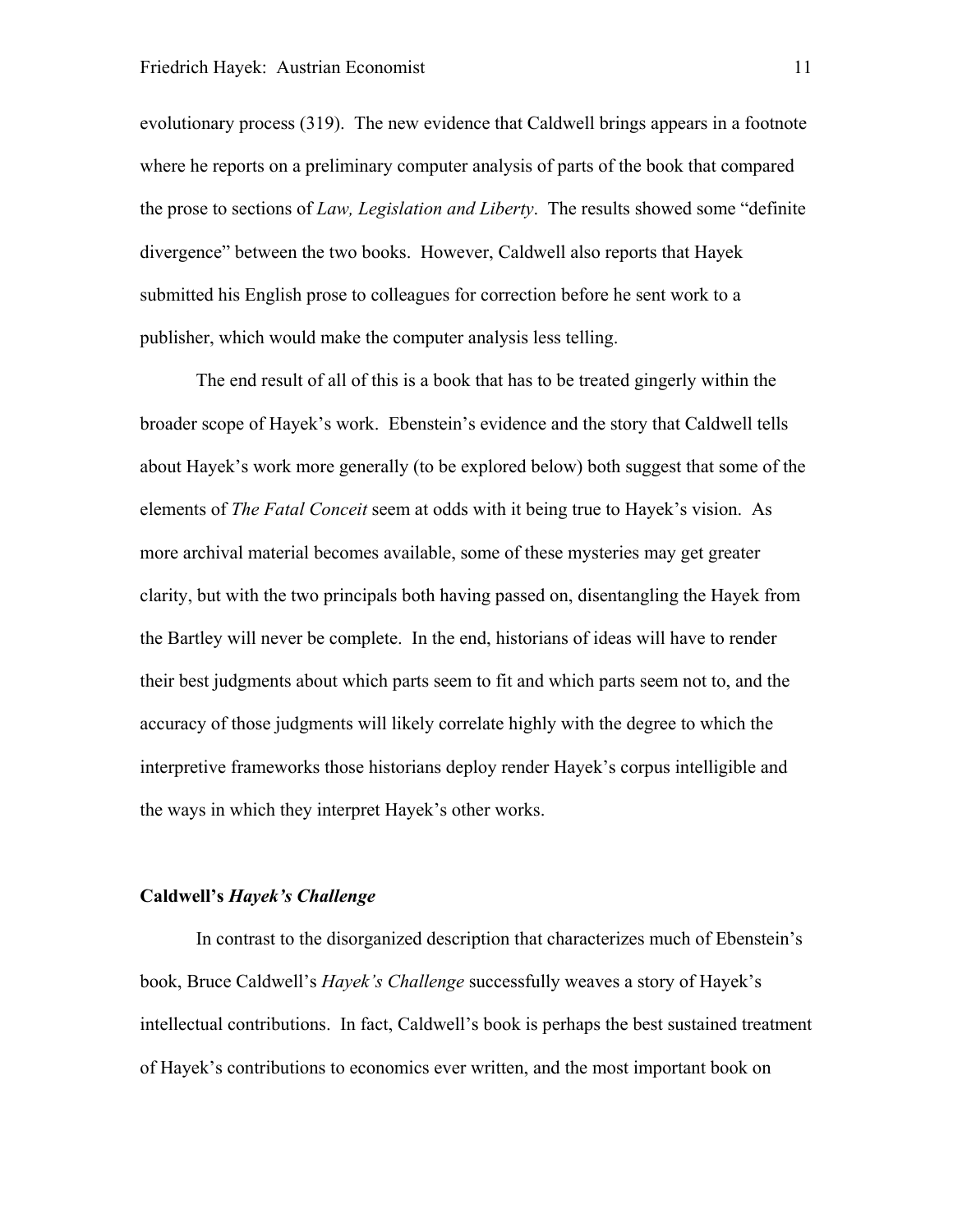evolutionary process (319). The new evidence that Caldwell brings appears in a footnote where he reports on a preliminary computer analysis of parts of the book that compared the prose to sections of *Law, Legislation and Liberty*. The results showed some "definite divergence" between the two books. However, Caldwell also reports that Hayek submitted his English prose to colleagues for correction before he sent work to a publisher, which would make the computer analysis less telling.

The end result of all of this is a book that has to be treated gingerly within the broader scope of Hayek's work. Ebenstein's evidence and the story that Caldwell tells about Hayek's work more generally (to be explored below) both suggest that some of the elements of *The Fatal Conceit* seem at odds with it being true to Hayek's vision. As more archival material becomes available, some of these mysteries may get greater clarity, but with the two principals both having passed on, disentangling the Hayek from the Bartley will never be complete. In the end, historians of ideas will have to render their best judgments about which parts seem to fit and which parts seem not to, and the accuracy of those judgments will likely correlate highly with the degree to which the interpretive frameworks those historians deploy render Hayek's corpus intelligible and the ways in which they interpret Hayek's other works.

### Caldwell's *Hayek's Challenge*

In contrast to the disorganized description that characterizes much of Ebenstein's book, Bruce Caldwell's *Hayek's Challenge* successfully weaves a story of Hayek's intellectual contributions. In fact, Caldwell's book is perhaps the best sustained treatment of Hayek's contributions to economics ever written, and the most important book on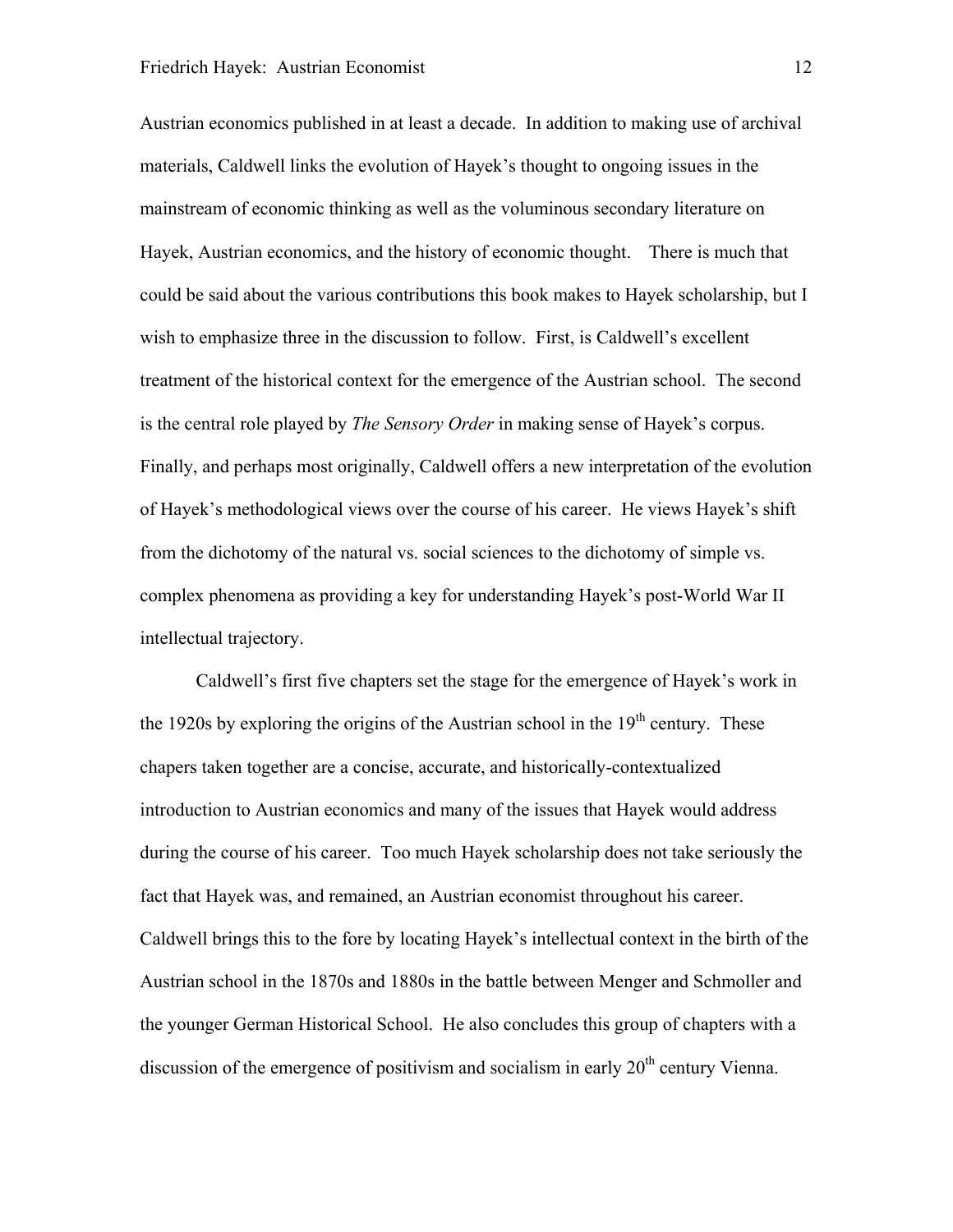Austrian economics published in at least a decade. In addition to making use of archival materials, Caldwell links the evolution of Hayek's thought to ongoing issues in the mainstream of economic thinking as well as the voluminous secondary literature on Hayek, Austrian economics, and the history of economic thought. There is much that could be said about the various contributions this book makes to Hayek scholarship, but I wish to emphasize three in the discussion to follow. First, is Caldwell's excellent treatment of the historical context for the emergence of the Austrian school. The second is the central role played by *The Sensory Order* in making sense of Hayek's corpus. Finally, and perhaps most originally, Caldwell offers a new interpretation of the evolution of Hayek's methodological views over the course of his career. He views Hayek's shift from the dichotomy of the natural vs. social sciences to the dichotomy of simple vs. complex phenomena as providing a key for understanding Hayek's post-World War II intellectual trajectory.

Caldwell's first five chapters set the stage for the emergence of Hayek's work in the 1920s by exploring the origins of the Austrian school in the 19th century. These chapers taken together are a concise, accurate, and historically-contextualized introduction to Austrian economics and many of the issues that Hayek would address during the course of his career. Too much Hayek scholarship does not take seriously the fact that Hayek was, and remained, an Austrian economist throughout his career. Caldwell brings this to the fore by locating Hayek's intellectual context in the birth of the Austrian school in the 1870s and 1880s in the battle between Menger and Schmoller and the younger German Historical School. He also concludes this group of chapters with a discussion of the emergence of positivism and socialism in early 20th century Vienna.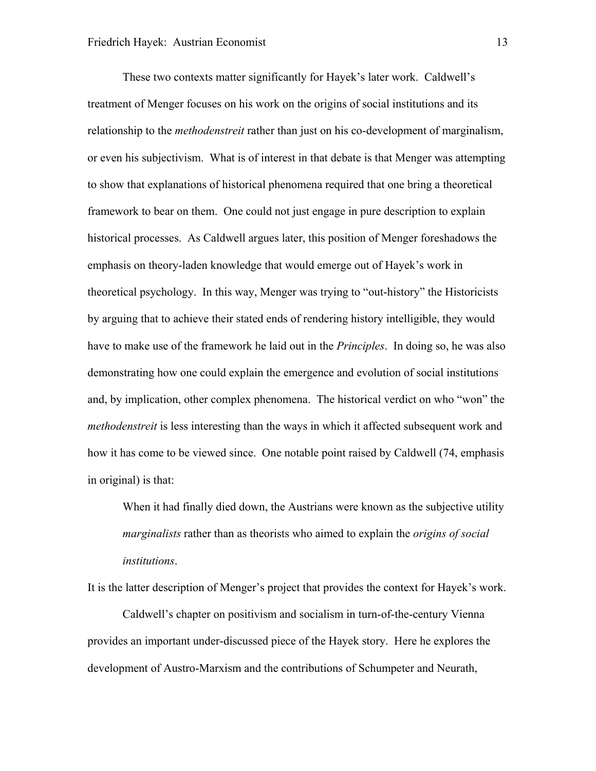These two contexts matter significantly for Hayek's later work. Caldwell's treatment of Menger focuses on his work on the origins of social institutions and its relationship to the *methodenstreit* rather than just on his co-development of marginalism, or even his subjectivism. What is of interest in that debate is that Menger was attempting to show that explanations of historical phenomena required that one bring a theoretical framework to bear on them. One could not just engage in pure description to explain historical processes. As Caldwell argues later, this position of Menger foreshadows the emphasis on theory-laden knowledge that would emerge out of Hayek's work in theoretical psychology. In this way, Menger was trying to "out-history" the Historicists by arguing that to achieve their stated ends of rendering history intelligible, they would have to make use of the framework he laid out in the *Principles*. In doing so, he was also demonstrating how one could explain the emergence and evolution of social institutions and, by implication, other complex phenomena. The historical verdict on who "won" the *methodenstreit* is less interesting than the ways in which it affected subsequent work and how it has come to be viewed since. One notable point raised by Caldwell (74, emphasis in original) is that:

> When it had finally died down, the Austrians were known as the subjective utility *marginalists* rather than as theorists who aimed to explain the *origins of social institutions*.

It is the latter description of Menger's project that provides the context for Hayek's work.

Caldwell's chapter on positivism and socialism in turn-of-the-century Vienna provides an important under-discussed piece of the Hayek story. Here he explores the development of Austro-Marxism and the contributions of Schumpeter and Neurath,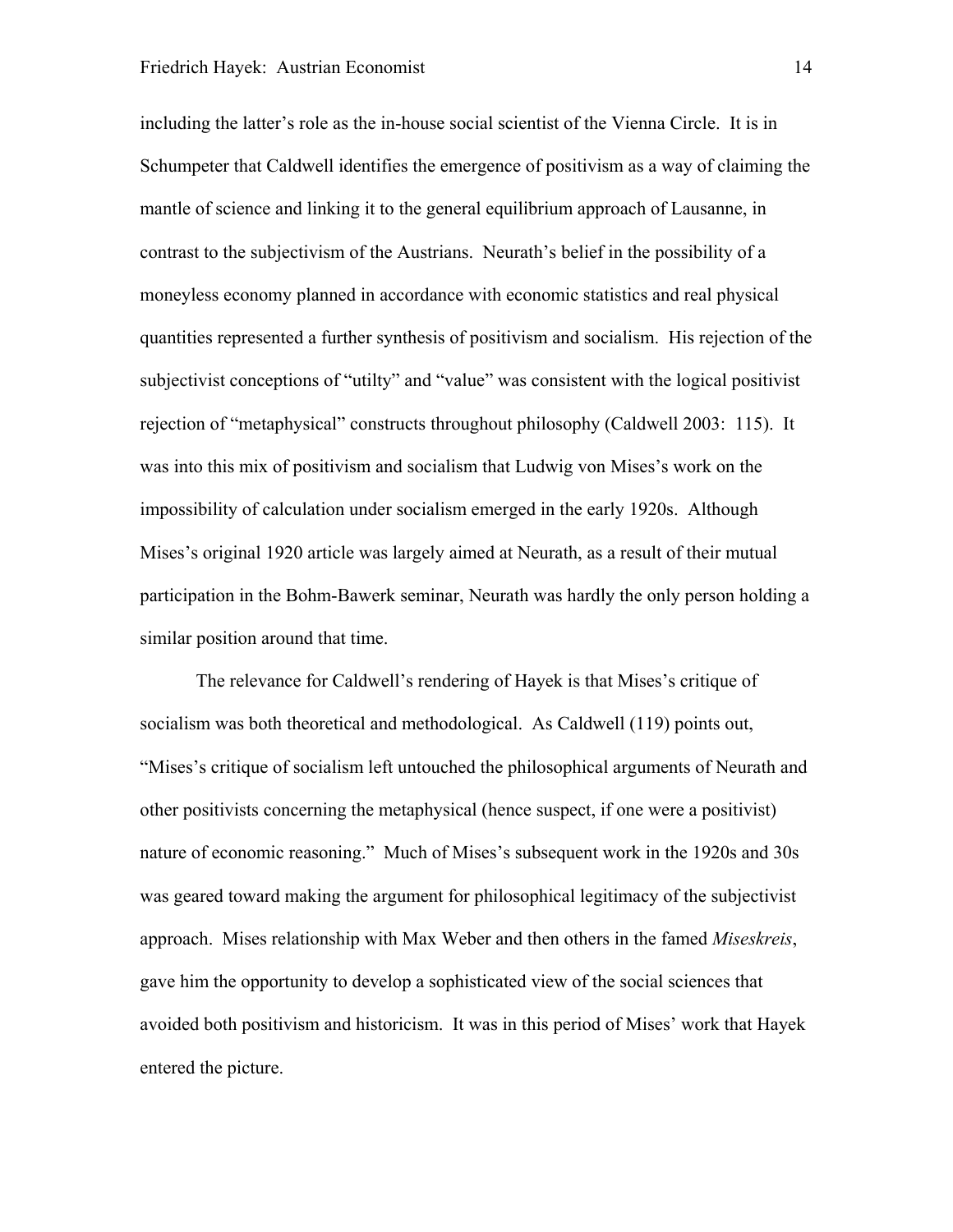including the latter's role as the in-house social scientist of the Vienna Circle. It is in Schumpeter that Caldwell identifies the emergence of positivism as a way of claiming the mantle of science and linking it to the general equilibrium approach of Lausanne, in contrast to the subjectivism of the Austrians. Neurath's belief in the possibility of a moneyless economy planned in accordance with economic statistics and real physical quantities represented a further synthesis of positivism and socialism. His rejection of the subjectivist conceptions of "utilty" and "value" was consistent with the logical positivist rejection of "metaphysical" constructs throughout philosophy (Caldwell 2003: 115). It was into this mix of positivism and socialism that Ludwig von Mises's work on the impossibility of calculation under socialism emerged in the early 1920s. Although Mises's original 1920 article was largely aimed at Neurath, as a result of their mutual participation in the Bohm-Bawerk seminar, Neurath was hardly the only person holding a similar position around that time.

The relevance for Caldwell's rendering of Hayek is that Mises's critique of socialism was both theoretical and methodological. As Caldwell (119) points out, "Mises's critique of socialism left untouched the philosophical arguments of Neurath and other positivists concerning the metaphysical (hence suspect, if one were a positivist) nature of economic reasoning." Much of Mises's subsequent work in the 1920s and 30s was geared toward making the argument for philosophical legitimacy of the subjectivist approach. Mises relationship with Max Weber and then others in the famed *Miseskreis*, gave him the opportunity to develop a sophisticated view of the social sciences that avoided both positivism and historicism. It was in this period of Mises' work that Hayek entered the picture.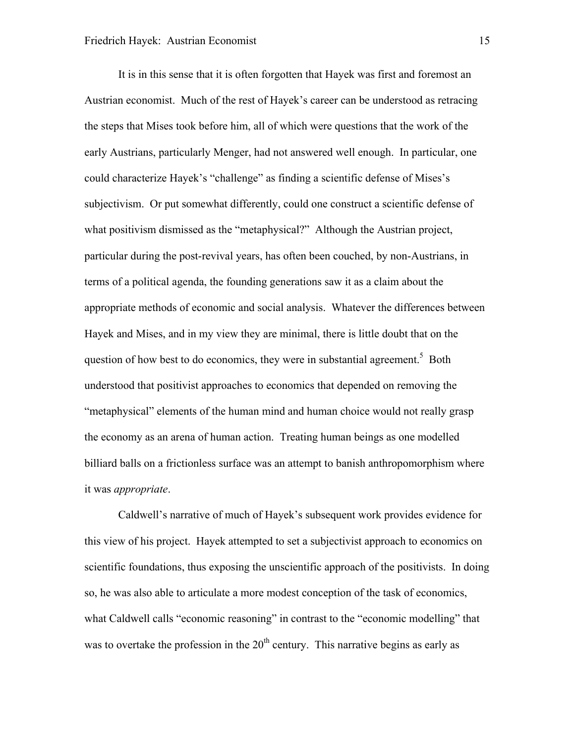It is in this sense that it is often forgotten that Hayek was first and foremost an Austrian economist. Much of the rest of Hayek's career can be understood as retracing the steps that Mises took before him, all of which were questions that the work of the early Austrians, particularly Menger, had not answered well enough. In particular, one could characterize Hayek's "challenge" as finding a scientific defense of Mises's subjectivism. Or put somewhat differently, could one construct a scientific defense of what positivism dismissed as the "metaphysical?" Although the Austrian project, particular during the post-revival years, has often been couched, by non-Austrians, in terms of a political agenda, the founding generations saw it as a claim about the appropriate methods of economic and social analysis. Whatever the differences between Hayek and Mises, and in my view they are minimal, there is little doubt that on the question of how best to do economics, they were in substantial agreement.[5] Both understood that positivist approaches to economics that depended on removing the "metaphysical" elements of the human mind and human choice would not really grasp the economy as an arena of human action. Treating human beings as one modelled billiard balls on a frictionless surface was an attempt to banish anthropomorphism where it was *appropriate*.

Caldwell's narrative of much of Hayek's subsequent work provides evidence for this view of his project. Hayek attempted to set a subjectivist approach to economics on scientific foundations, thus exposing the unscientific approach of the positivists. In doing so, he was also able to articulate a more modest conception of the task of economics, what Caldwell calls "economic reasoning" in contrast to the "economic modelling" that was to overtake the profession in the 20th century. This narrative begins as early as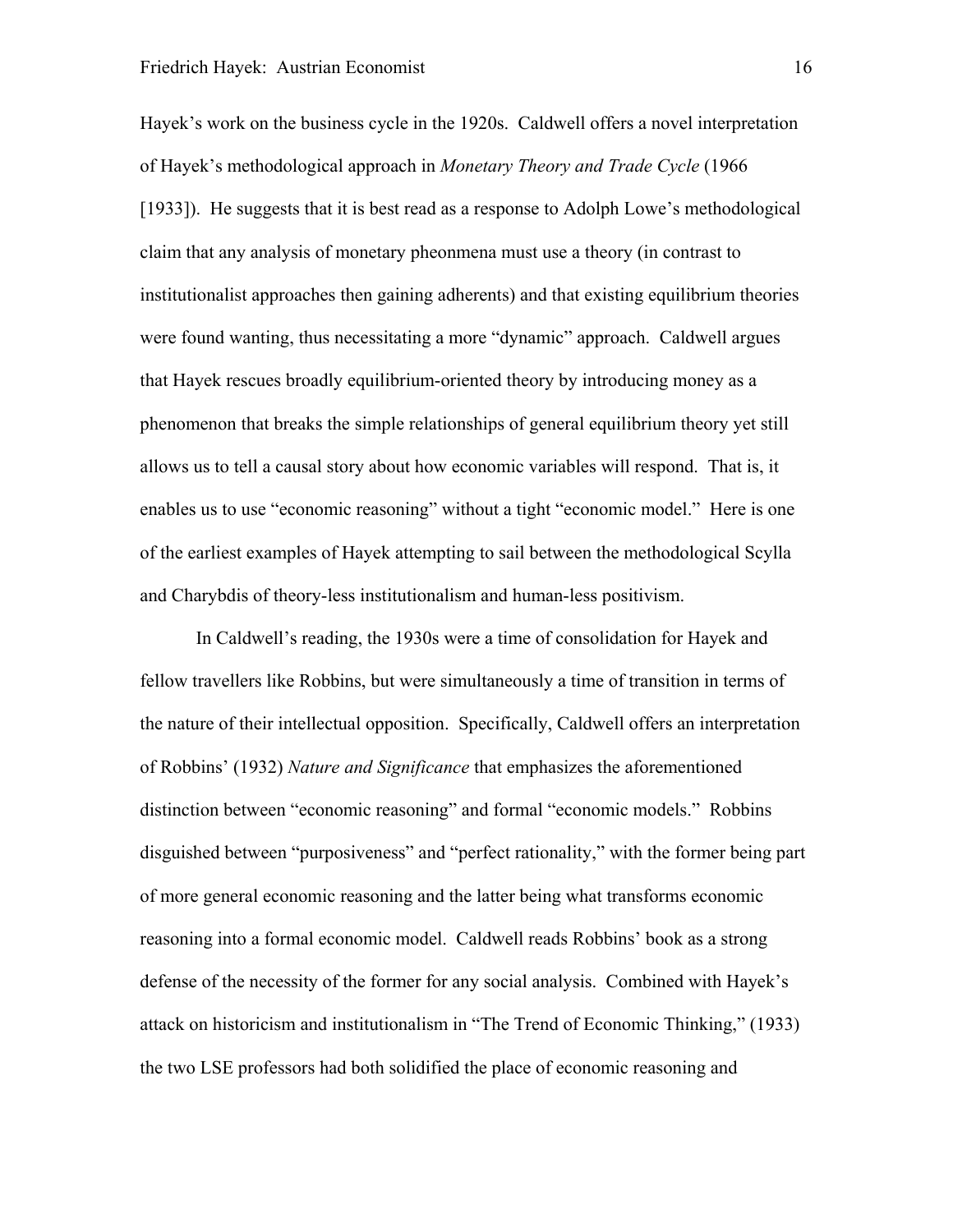Hayek's work on the business cycle in the 1920s. Caldwell offers a novel interpretation of Hayek's methodological approach in *Monetary Theory and Trade Cycle* (1966 [1933]). He suggests that it is best read as a response to Adolph Lowe's methodological claim that any analysis of monetary pheonmena must use a theory (in contrast to institutionalist approaches then gaining adherents) and that existing equilibrium theories were found wanting, thus necessitating a more "dynamic" approach. Caldwell argues that Hayek rescues broadly equilibrium-oriented theory by introducing money as a phenomenon that breaks the simple relationships of general equilibrium theory yet still allows us to tell a causal story about how economic variables will respond. That is, it enables us to use "economic reasoning" without a tight "economic model." Here is one of the earliest examples of Hayek attempting to sail between the methodological Scylla and Charybdis of theory-less institutionalism and human-less positivism.

In Caldwell's reading, the 1930s were a time of consolidation for Hayek and fellow travellers like Robbins, but were simultaneously a time of transition in terms of the nature of their intellectual opposition. Specifically, Caldwell offers an interpretation of Robbins' (1932) *Nature and Significance* that emphasizes the aforementioned distinction between "economic reasoning" and formal "economic models." Robbins disguished between "purposiveness" and "perfect rationality," with the former being part of more general economic reasoning and the latter being what transforms economic reasoning into a formal economic model. Caldwell reads Robbins' book as a strong defense of the necessity of the former for any social analysis. Combined with Hayek's attack on historicism and institutionalism in "The Trend of Economic Thinking," (1933) the two LSE professors had both solidified the place of economic reasoning and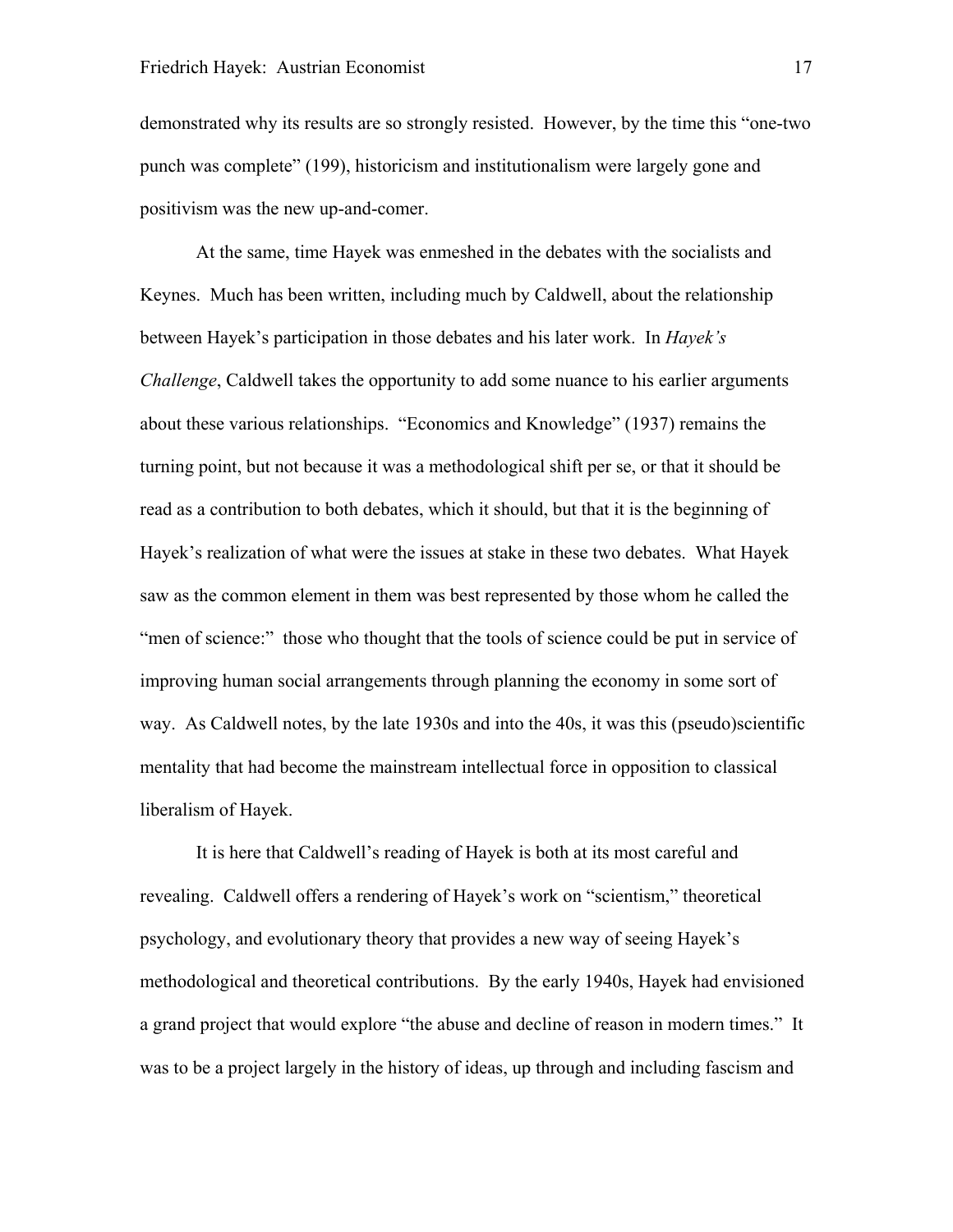demonstrated why its results are so strongly resisted. However, by the time this "one-two punch was complete" (199), historicism and institutionalism were largely gone and positivism was the new up-and-comer.

At the same, time Hayek was enmeshed in the debates with the socialists and Keynes. Much has been written, including much by Caldwell, about the relationship between Hayek's participation in those debates and his later work. In *Hayek's Challenge*, Caldwell takes the opportunity to add some nuance to his earlier arguments about these various relationships. "Economics and Knowledge" (1937) remains the turning point, but not because it was a methodological shift per se, or that it should be read as a contribution to both debates, which it should, but that it is the beginning of Hayek's realization of what were the issues at stake in these two debates. What Hayek saw as the common element in them was best represented by those whom he called the "men of science:" those who thought that the tools of science could be put in service of improving human social arrangements through planning the economy in some sort of way. As Caldwell notes, by the late 1930s and into the 40s, it was this (pseudo)scientific mentality that had become the mainstream intellectual force in opposition to classical liberalism of Hayek.

It is here that Caldwell's reading of Hayek is both at its most careful and revealing. Caldwell offers a rendering of Hayek's work on "scientism," theoretical psychology, and evolutionary theory that provides a new way of seeing Hayek's methodological and theoretical contributions. By the early 1940s, Hayek had envisioned a grand project that would explore "the abuse and decline of reason in modern times." It was to be a project largely in the history of ideas, up through and including fascism and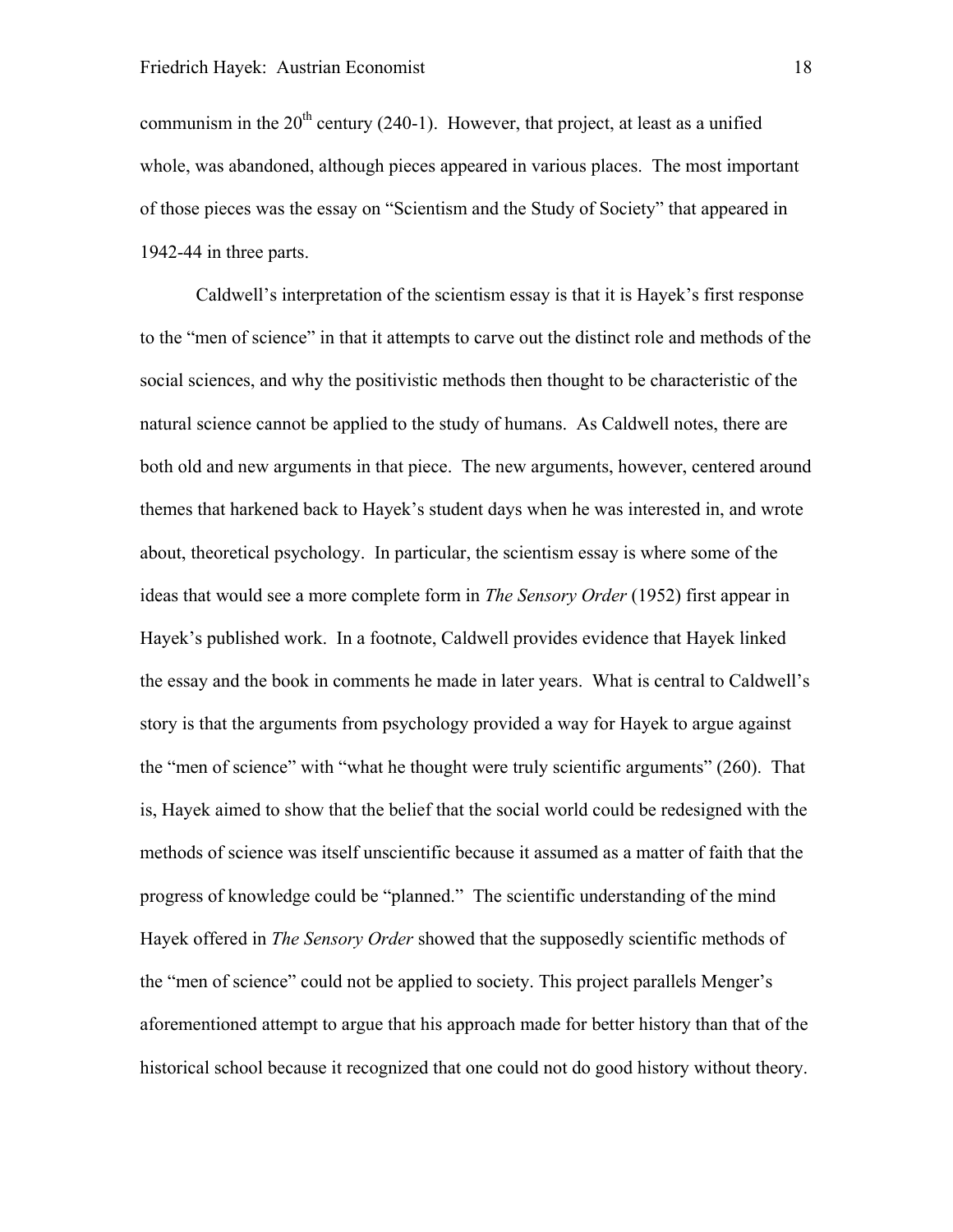communism in the 20th century (240-1). However, that project, at least as a unified whole, was abandoned, although pieces appeared in various places. The most important of those pieces was the essay on "Scientism and the Study of Society" that appeared in 1942-44 in three parts.

Caldwell's interpretation of the scientism essay is that it is Hayek's first response to the "men of science" in that it attempts to carve out the distinct role and methods of the social sciences, and why the positivistic methods then thought to be characteristic of the natural science cannot be applied to the study of humans. As Caldwell notes, there are both old and new arguments in that piece. The new arguments, however, centered around themes that harkened back to Hayek's student days when he was interested in, and wrote about, theoretical psychology. In particular, the scientism essay is where some of the ideas that would see a more complete form in *The Sensory Order* (1952) first appear in Hayek's published work. In a footnote, Caldwell provides evidence that Hayek linked the essay and the book in comments he made in later years. What is central to Caldwell's story is that the arguments from psychology provided a way for Hayek to argue against the "men of science" with "what he thought were truly scientific arguments" (260). That is, Hayek aimed to show that the belief that the social world could be redesigned with the methods of science was itself unscientific because it assumed as a matter of faith that the progress of knowledge could be "planned." The scientific understanding of the mind Hayek offered in *The Sensory Order* showed that the supposedly scientific methods of the "men of science" could not be applied to society. This project parallels Menger's aforementioned attempt to argue that his approach made for better history than that of the historical school because it recognized that one could not do good history without theory.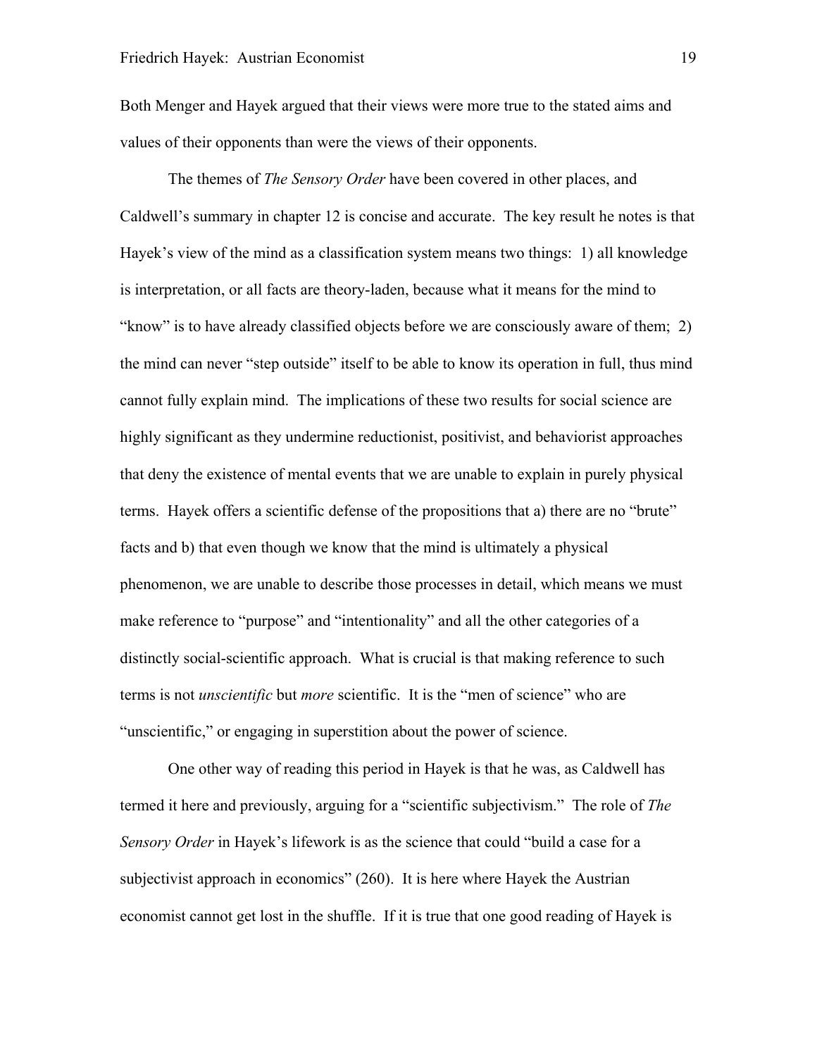Both Menger and Hayek argued that their views were more true to the stated aims and values of their opponents than were the views of their opponents.

The themes of *The Sensory Order* have been covered in other places, and Caldwell's summary in chapter 12 is concise and accurate. The key result he notes is that Hayek's view of the mind as a classification system means two things: 1) all knowledge is interpretation, or all facts are theory-laden, because what it means for the mind to "know" is to have already classified objects before we are consciously aware of them; 2) the mind can never "step outside" itself to be able to know its operation in full, thus mind cannot fully explain mind. The implications of these two results for social science are highly significant as they undermine reductionist, positivist, and behaviorist approaches that deny the existence of mental events that we are unable to explain in purely physical terms. Hayek offers a scientific defense of the propositions that a) there are no "brute" facts and b) that even though we know that the mind is ultimately a physical phenomenon, we are unable to describe those processes in detail, which means we must make reference to "purpose" and "intentionality" and all the other categories of a distinctly social-scientific approach. What is crucial is that making reference to such terms is not *unscientific* but *more* scientific. It is the "men of science" who are "unscientific," or engaging in superstition about the power of science.

One other way of reading this period in Hayek is that he was, as Caldwell has termed it here and previously, arguing for a "scientific subjectivism." The role of *The Sensory Order* in Hayek's lifework is as the science that could "build a case for a subjectivist approach in economics" (260). It is here where Hayek the Austrian economist cannot get lost in the shuffle. If it is true that one good reading of Hayek is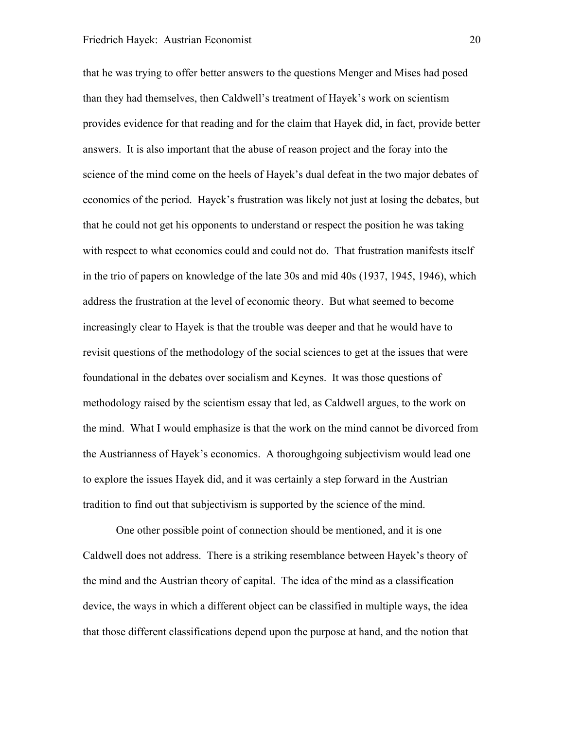that he was trying to offer better answers to the questions Menger and Mises had posed than they had themselves, then Caldwell's treatment of Hayek's work on scientism provides evidence for that reading and for the claim that Hayek did, in fact, provide better answers. It is also important that the abuse of reason project and the foray into the science of the mind come on the heels of Hayek's dual defeat in the two major debates of economics of the period. Hayek's frustration was likely not just at losing the debates, but that he could not get his opponents to understand or respect the position he was taking with respect to what economics could and could not do. That frustration manifests itself in the trio of papers on knowledge of the late 30s and mid 40s (1937, 1945, 1946), which address the frustration at the level of economic theory. But what seemed to become increasingly clear to Hayek is that the trouble was deeper and that he would have to revisit questions of the methodology of the social sciences to get at the issues that were foundational in the debates over socialism and Keynes. It was those questions of methodology raised by the scientism essay that led, as Caldwell argues, to the work on the mind. What I would emphasize is that the work on the mind cannot be divorced from the Austrianness of Hayek's economics. A thoroughgoing subjectivism would lead one to explore the issues Hayek did, and it was certainly a step forward in the Austrian tradition to find out that subjectivism is supported by the science of the mind.

One other possible point of connection should be mentioned, and it is one Caldwell does not address. There is a striking resemblance between Hayek's theory of the mind and the Austrian theory of capital. The idea of the mind as a classification device, the ways in which a different object can be classified in multiple ways, the idea that those different classifications depend upon the purpose at hand, and the notion that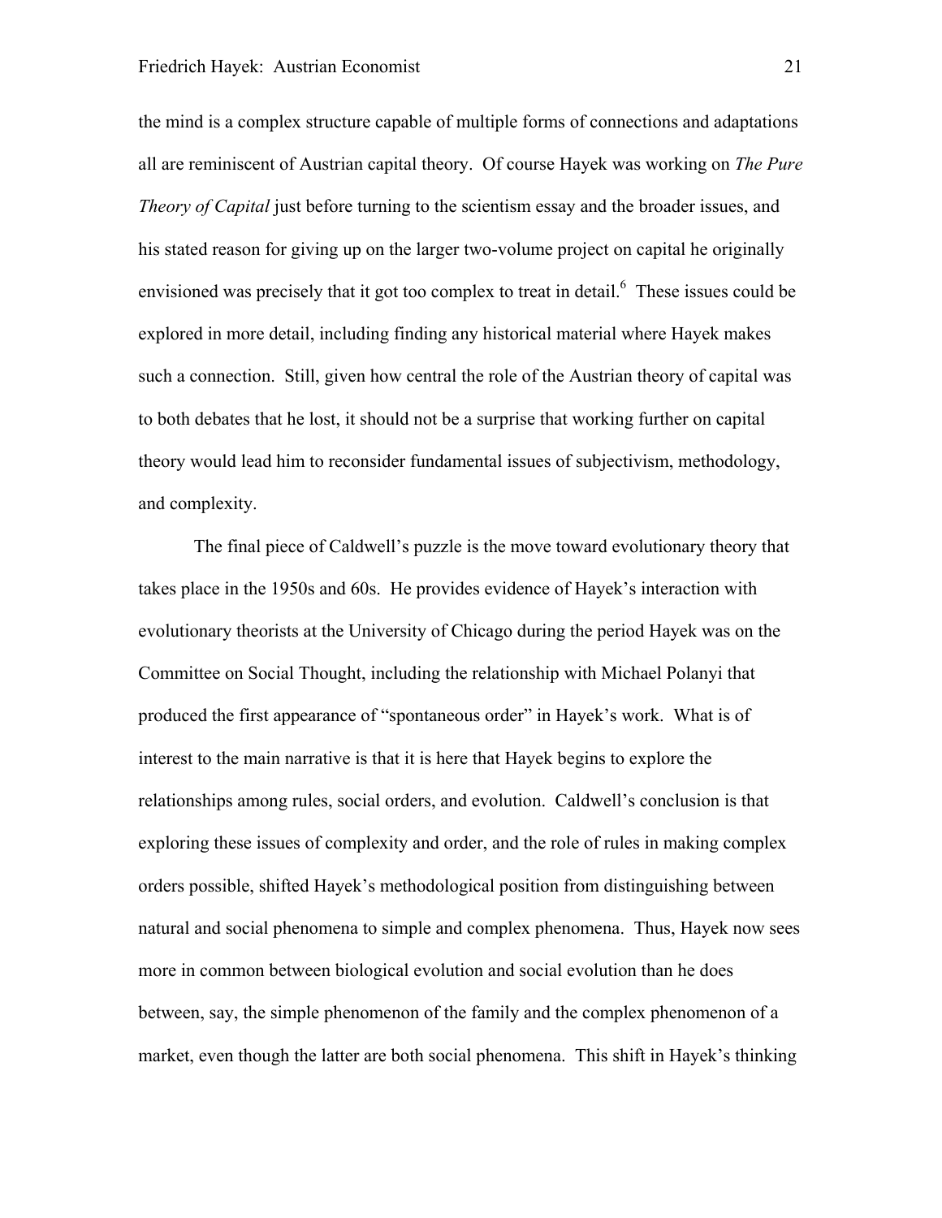the mind is a complex structure capable of multiple forms of connections and adaptations all are reminiscent of Austrian capital theory. Of course Hayek was working on *The Pure Theory of Capital* just before turning to the scientism essay and the broader issues, and his stated reason for giving up on the larger two-volume project on capital he originally envisioned was precisely that it got too complex to treat in detail.[6] These issues could be explored in more detail, including finding any historical material where Hayek makes such a connection. Still, given how central the role of the Austrian theory of capital was to both debates that he lost, it should not be a surprise that working further on capital theory would lead him to reconsider fundamental issues of subjectivism, methodology, and complexity.

The final piece of Caldwell's puzzle is the move toward evolutionary theory that takes place in the 1950s and 60s. He provides evidence of Hayek's interaction with evolutionary theorists at the University of Chicago during the period Hayek was on the Committee on Social Thought, including the relationship with Michael Polanyi that produced the first appearance of "spontaneous order" in Hayek's work. What is of interest to the main narrative is that it is here that Hayek begins to explore the relationships among rules, social orders, and evolution. Caldwell's conclusion is that exploring these issues of complexity and order, and the role of rules in making complex orders possible, shifted Hayek's methodological position from distinguishing between natural and social phenomena to simple and complex phenomena. Thus, Hayek now sees more in common between biological evolution and social evolution than he does between, say, the simple phenomenon of the family and the complex phenomenon of a market, even though the latter are both social phenomena. This shift in Hayek's thinking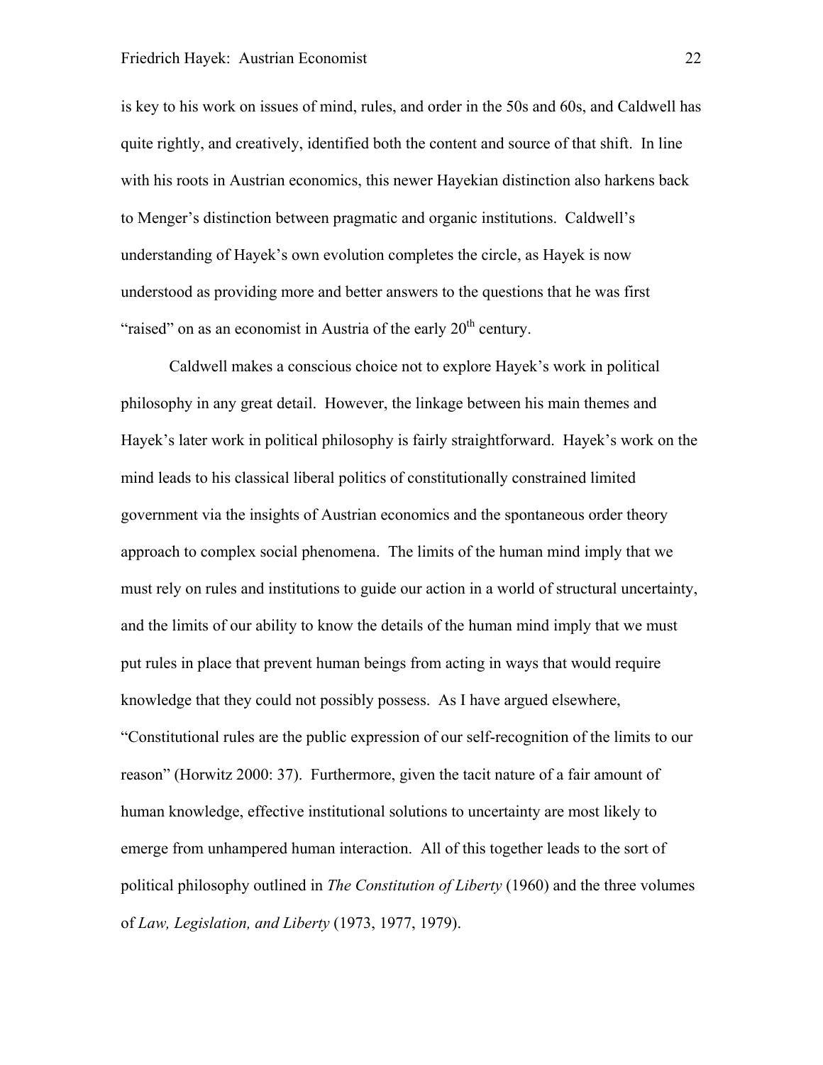is key to his work on issues of mind, rules, and order in the 50s and 60s, and Caldwell has quite rightly, and creatively, identified both the content and source of that shift. In line with his roots in Austrian economics, this newer Hayekian distinction also harkens back to Menger's distinction between pragmatic and organic institutions. Caldwell's understanding of Hayek's own evolution completes the circle, as Hayek is now understood as providing more and better answers to the questions that he was first "raised" on as an economist in Austria of the early 20th century.

Caldwell makes a conscious choice not to explore Hayek's work in political philosophy in any great detail. However, the linkage between his main themes and Hayek's later work in political philosophy is fairly straightforward. Hayek's work on the mind leads to his classical liberal politics of constitutionally constrained limited government via the insights of Austrian economics and the spontaneous order theory approach to complex social phenomena. The limits of the human mind imply that we must rely on rules and institutions to guide our action in a world of structural uncertainty, and the limits of our ability to know the details of the human mind imply that we must put rules in place that prevent human beings from acting in ways that would require knowledge that they could not possibly possess. As I have argued elsewhere, "Constitutional rules are the public expression of our self-recognition of the limits to our reason" (Horwitz 2000: 37). Furthermore, given the tacit nature of a fair amount of human knowledge, effective institutional solutions to uncertainty are most likely to emerge from unhampered human interaction. All of this together leads to the sort of political philosophy outlined in *The Constitution of Liberty* (1960) and the three volumes of *Law, Legislation, and Liberty* (1973, 1977, 1979).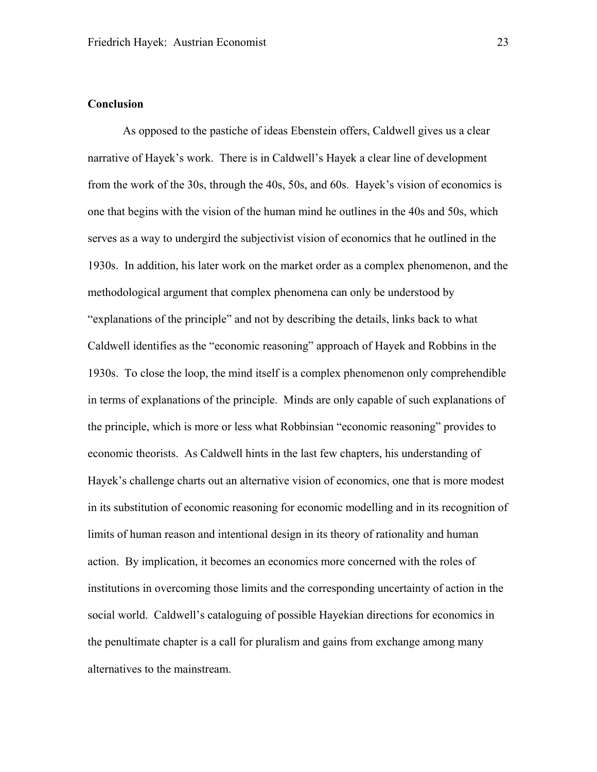## Conclusion

As opposed to the pastiche of ideas Ebenstein offers, Caldwell gives us a clear narrative of Hayek's work. There is in Caldwell's Hayek a clear line of development from the work of the 30s, through the 40s, 50s, and 60s. Hayek's vision of economics is one that begins with the vision of the human mind he outlines in the 40s and 50s, which serves as a way to undergird the subjectivist vision of economics that he outlined in the 1930s. In addition, his later work on the market order as a complex phenomenon, and the methodological argument that complex phenomena can only be understood by "explanations of the principle" and not by describing the details, links back to what Caldwell identifies as the "economic reasoning" approach of Hayek and Robbins in the 1930s. To close the loop, the mind itself is a complex phenomenon only comprehendible in terms of explanations of the principle. Minds are only capable of such explanations of the principle, which is more or less what Robbinsian "economic reasoning" provides to economic theorists. As Caldwell hints in the last few chapters, his understanding of Hayek's challenge charts out an alternative vision of economics, one that is more modest in its substitution of economic reasoning for economic modelling and in its recognition of limits of human reason and intentional design in its theory of rationality and human action. By implication, it becomes an economics more concerned with the roles of institutions in overcoming those limits and the corresponding uncertainty of action in the social world. Caldwell's cataloguing of possible Hayekian directions for economics in the penultimate chapter is a call for pluralism and gains from exchange among many alternatives to the mainstream.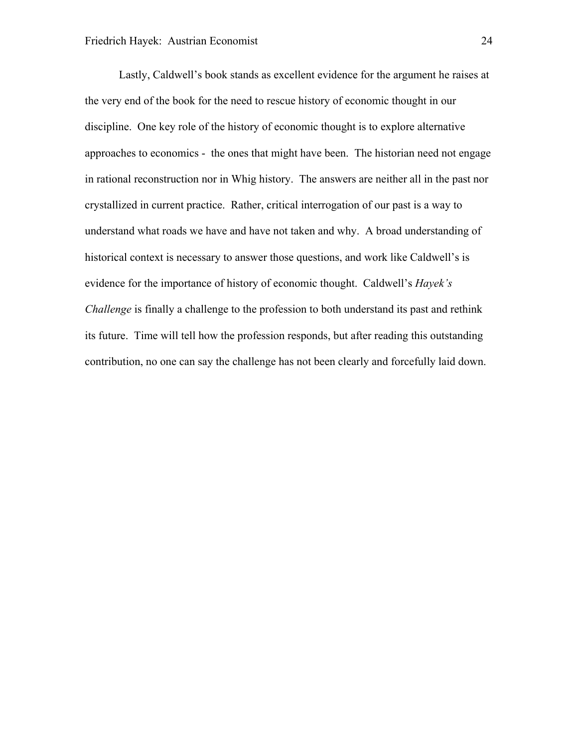Lastly, Caldwell's book stands as excellent evidence for the argument he raises at the very end of the book for the need to rescue history of economic thought in our discipline. One key role of the history of economic thought is to explore alternative approaches to economics - the ones that might have been. The historian need not engage in rational reconstruction nor in Whig history. The answers are neither all in the past nor crystallized in current practice. Rather, critical interrogation of our past is a way to understand what roads we have and have not taken and why. A broad understanding of historical context is necessary to answer those questions, and work like Caldwell's is evidence for the importance of history of economic thought. Caldwell's *Hayek's Challenge* is finally a challenge to the profession to both understand its past and rethink its future. Time will tell how the profession responds, but after reading this outstanding contribution, no one can say the challenge has not been clearly and forcefully laid down.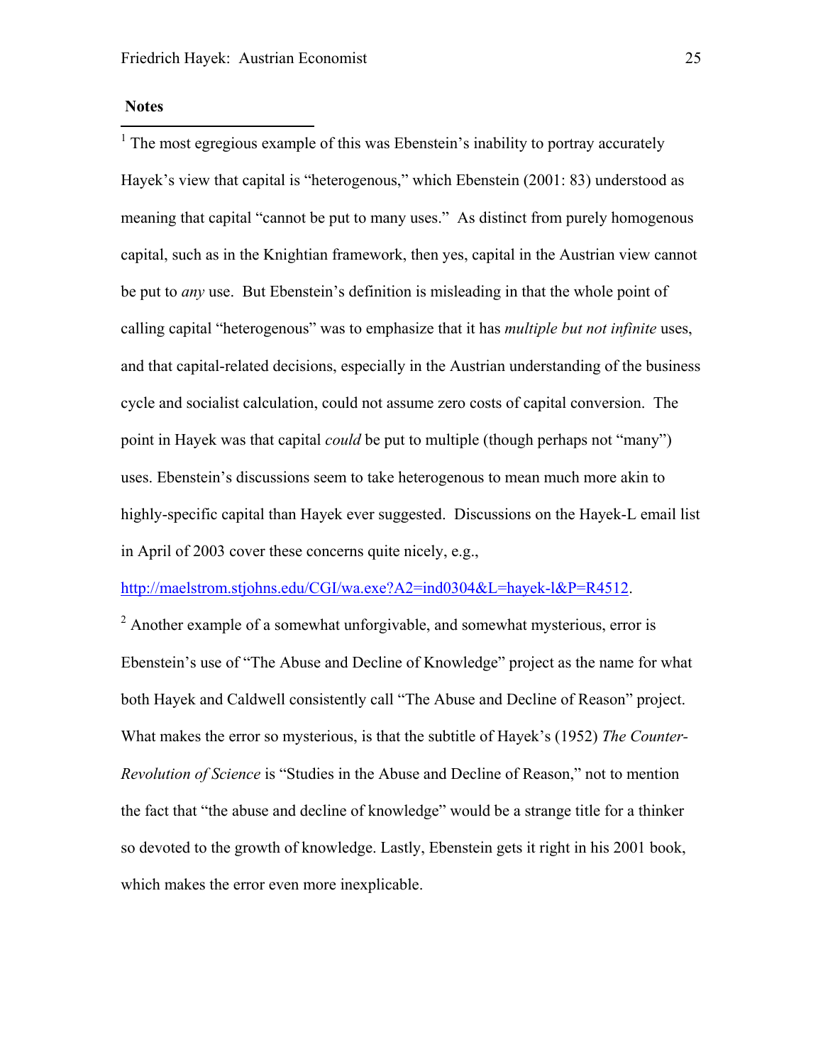**Notes**

[1] The most egregious example of this was Ebenstein's inability to portray accurately Hayek's view that capital is "heterogenous," which Ebenstein (2001: 83) understood as meaning that capital "cannot be put to many uses." As distinct from purely homogenous capital, such as in the Knightian framework, then yes, capital in the Austrian view cannot be put to *any* use. But Ebenstein's definition is misleading in that the whole point of calling capital "heterogenous" was to emphasize that it has *multiple but not infinite* uses, and that capital-related decisions, especially in the Austrian understanding of the business cycle and socialist calculation, could not assume zero costs of capital conversion. The point in Hayek was that capital *could* be put to multiple (though perhaps not "many") uses. Ebenstein's discussions seem to take heterogenous to mean much more akin to highly-specific capital than Hayek ever suggested. Discussions on the Hayek-L email list in April of 2003 cover these concerns quite nicely, e.g., http://maelstrom.stjohns.edu/CGI/wa.exe?A2=ind0304&L=hayek-l&P=R4512.

[2] Another example of a somewhat unforgivable, and somewhat mysterious, error is Ebenstein's use of "The Abuse and Decline of Knowledge" project as the name for what both Hayek and Caldwell consistently call "The Abuse and Decline of Reason" project. What makes the error so mysterious, is that the subtitle of Hayek's (1952) *The Counter-Revolution of Science* is "Studies in the Abuse and Decline of Reason," not to mention the fact that "the abuse and decline of knowledge" would be a strange title for a thinker so devoted to the growth of knowledge. Lastly, Ebenstein gets it right in his 2001 book, which makes the error even more inexplicable.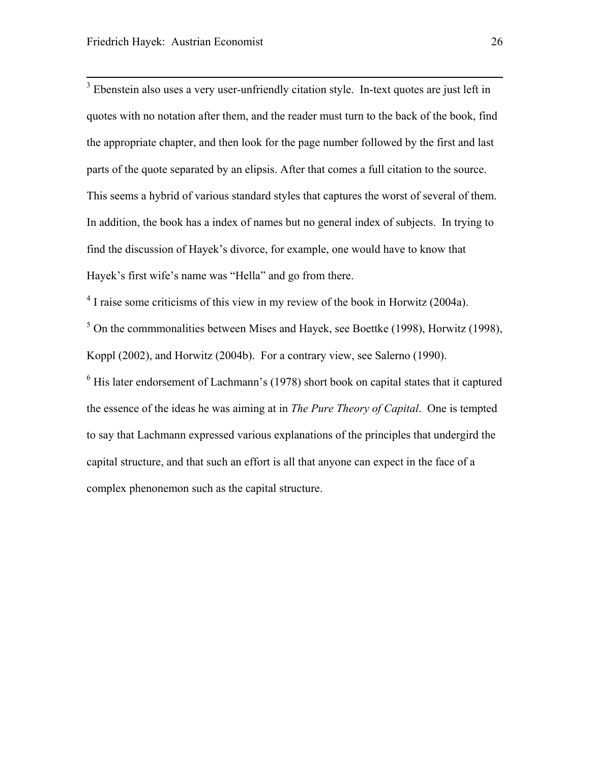[3] Ebenstein also uses a very user-unfriendly citation style. In-text quotes are just left in quotes with no notation after them, and the reader must turn to the back of the book, find the appropriate chapter, and then look for the page number followed by the first and last parts of the quote separated by an elipsis. After that comes a full citation to the source. This seems a hybrid of various standard styles that captures the worst of several of them. In addition, the book has a index of names but no general index of subjects. In trying to find the discussion of Hayek's divorce, for example, one would have to know that Hayek's first wife's name was "Hella" and go from there.

[4] I raise some criticisms of this view in my review of the book in Horwitz (2004a).

[5] On the commmonalities between Mises and Hayek, see Boettke (1998), Horwitz (1998), Koppl (2002), and Horwitz (2004b). For a contrary view, see Salerno (1990).

[6] His later endorsement of Lachmann's (1978) short book on capital states that it captured the essence of the ideas he was aiming at in *The Pure Theory of Capital*. One is tempted to say that Lachmann expressed various explanations of the principles that undergird the capital structure, and that such an effort is all that anyone can expect in the face of a complex phenonemon such as the capital structure.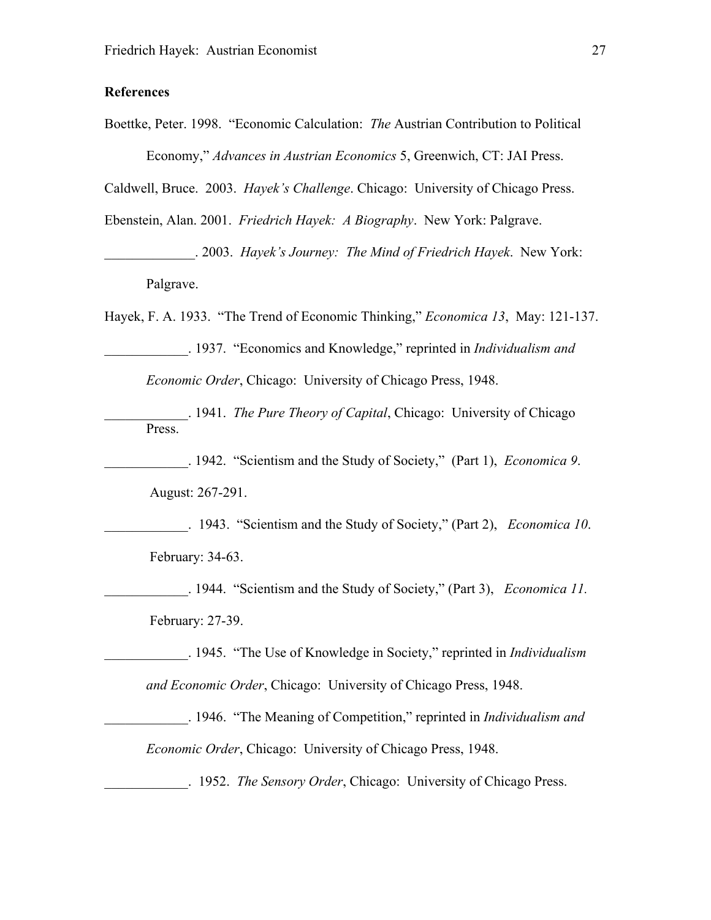## References

Boettke, Peter. 1998. "Economic Calculation: *The* Austrian Contribution to Political Economy," *Advances in Austrian Economics* 5, Greenwich, CT: JAI Press.

Caldwell, Bruce. 2003. *Hayek's Challenge*. Chicago: University of Chicago Press.

Ebenstein, Alan. 2001. *Friedrich Hayek: A Biography*. New York: Palgrave.

_____________. 2003. *Hayek's Journey: The Mind of Friedrich Hayek*. New York: Palgrave.

Hayek, F. A. 1933. "The Trend of Economic Thinking," *Economica 13*, May: 121-137.

____________. 1937. "Economics and Knowledge," reprinted in *Individualism and Economic Order*, Chicago: University of Chicago Press, 1948.

____________. 1941. *The Pure Theory of Capital*, Chicago: University of Chicago Press.

____________. 1942. "Scientism and the Study of Society," (Part 1), *Economica 9*. August: 267-291.

____________. 1943. "Scientism and the Study of Society," (Part 2), *Economica 10*. February: 34-63.

____________. 1944. "Scientism and the Study of Society," (Part 3), *Economica 11.* February: 27-39.

____________. 1945. "The Use of Knowledge in Society," reprinted in *Individualism and Economic Order*, Chicago: University of Chicago Press, 1948.

____________. 1946. "The Meaning of Competition," reprinted in *Individualism and Economic Order*, Chicago: University of Chicago Press, 1948.

____________. 1952. *The Sensory Order*, Chicago: University of Chicago Press.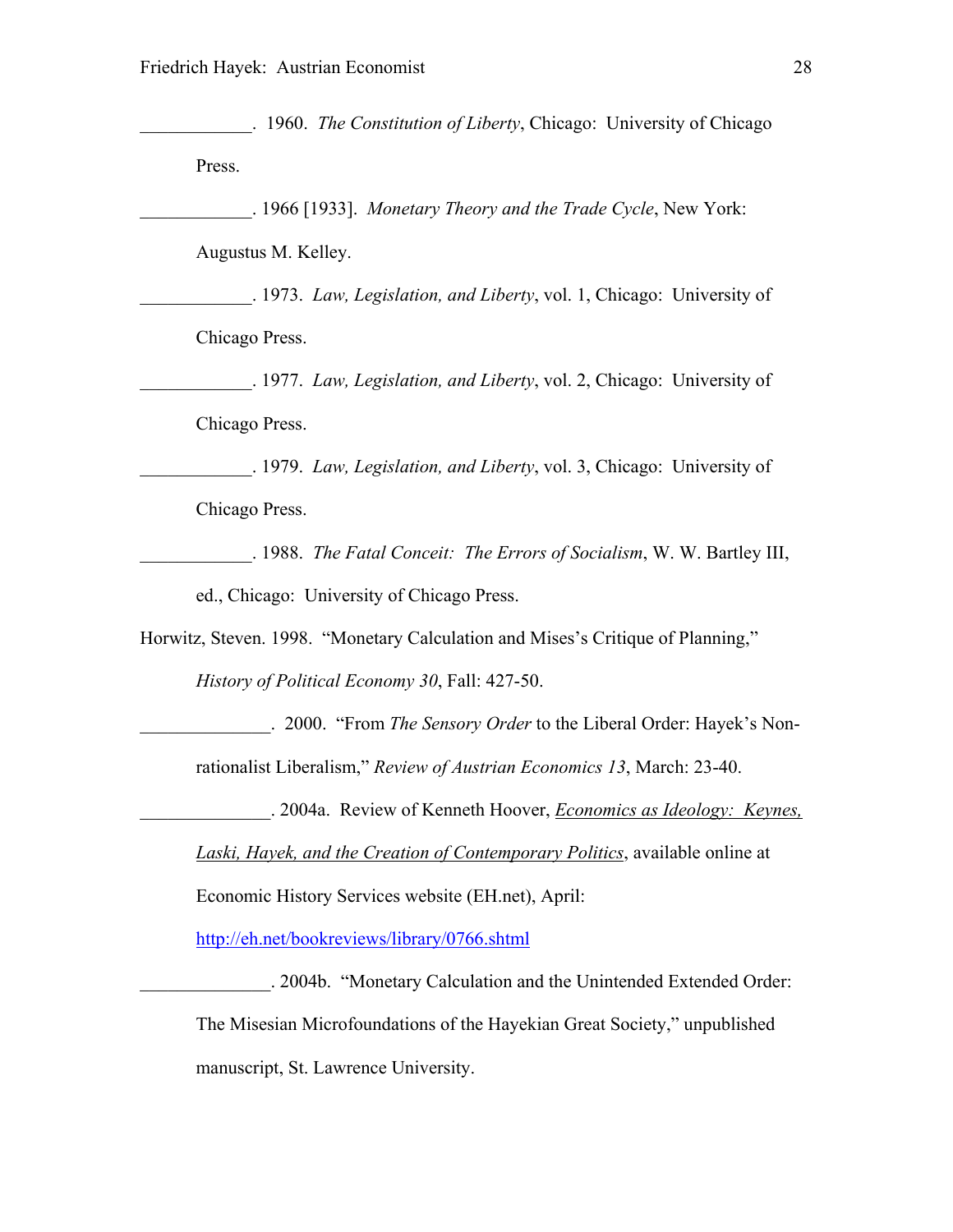____________. 1960. *The Constitution of Liberty*, Chicago: University of Chicago Press.

____________. 1966 [1933]. *Monetary Theory and the Trade Cycle*, New York: Augustus M. Kelley.

____________. 1973. *Law, Legislation, and Liberty*, vol. 1, Chicago: University of Chicago Press.

____________. 1977. *Law, Legislation, and Liberty*, vol. 2, Chicago: University of Chicago Press.

____________. 1979. *Law, Legislation, and Liberty*, vol. 3, Chicago: University of Chicago Press.

____________. 1988. *The Fatal Conceit: The Errors of Socialism*, W. W. Bartley III, ed., Chicago: University of Chicago Press.

Horwitz, Steven. 1998. "Monetary Calculation and Mises's Critique of Planning," *History of Political Economy 30*, Fall: 427-50.

______________. 2000. "From *The Sensory Order* to the Liberal Order: Hayek's Non-rationalist Liberalism," *Review of Austrian Economics 13*, March: 23-40.

______________. 2004a. Review of Kenneth Hoover, Economics as Ideology: Keynes, Laski, Hayek, and the Creation of Contemporary Politics, available online at Economic History Services website (EH.net), April: http://eh.net/bookreviews/library/0766.shtml

______________. 2004b. "Monetary Calculation and the Unintended Extended Order: The Misesian Microfoundations of the Hayekian Great Society," unpublished manuscript, St. Lawrence University.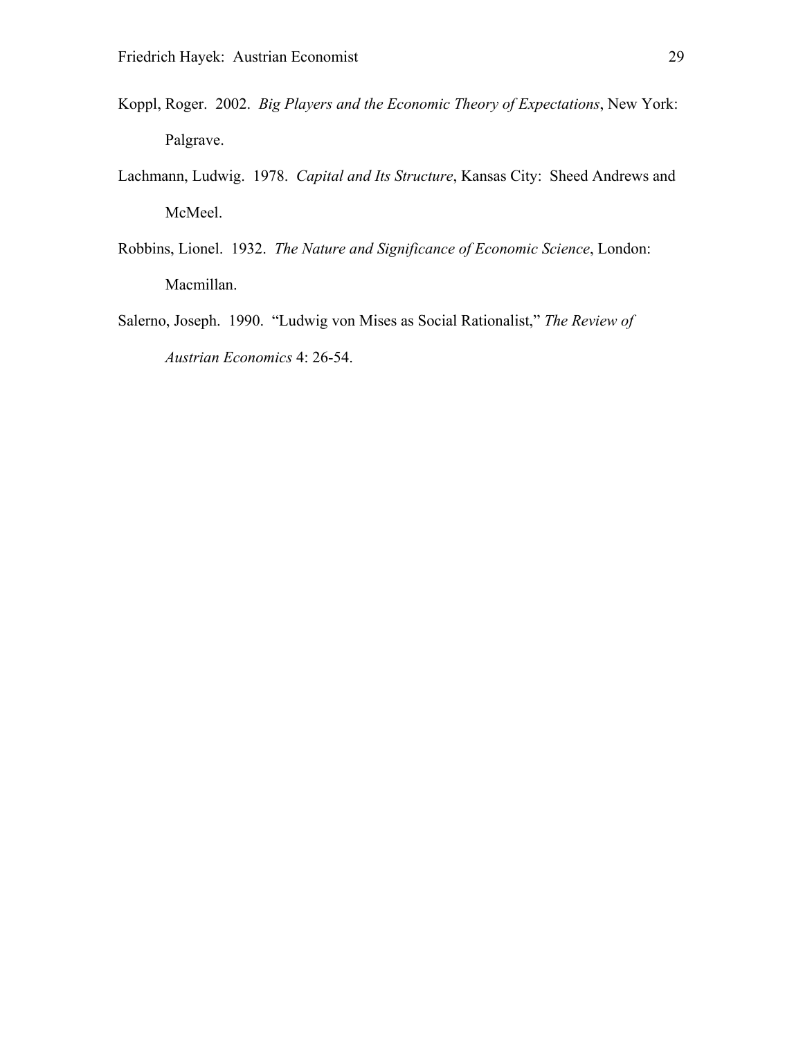Koppl, Roger. 2002. *Big Players and the Economic Theory of Expectations*, New York: Palgrave.

Lachmann, Ludwig. 1978. *Capital and Its Structure*, Kansas City: Sheed Andrews and McMeel.

Robbins, Lionel. 1932. *The Nature and Significance of Economic Science*, London: Macmillan.

Salerno, Joseph. 1990. "Ludwig von Mises as Social Rationalist," *The Review of Austrian Economics* 4: 26-54.